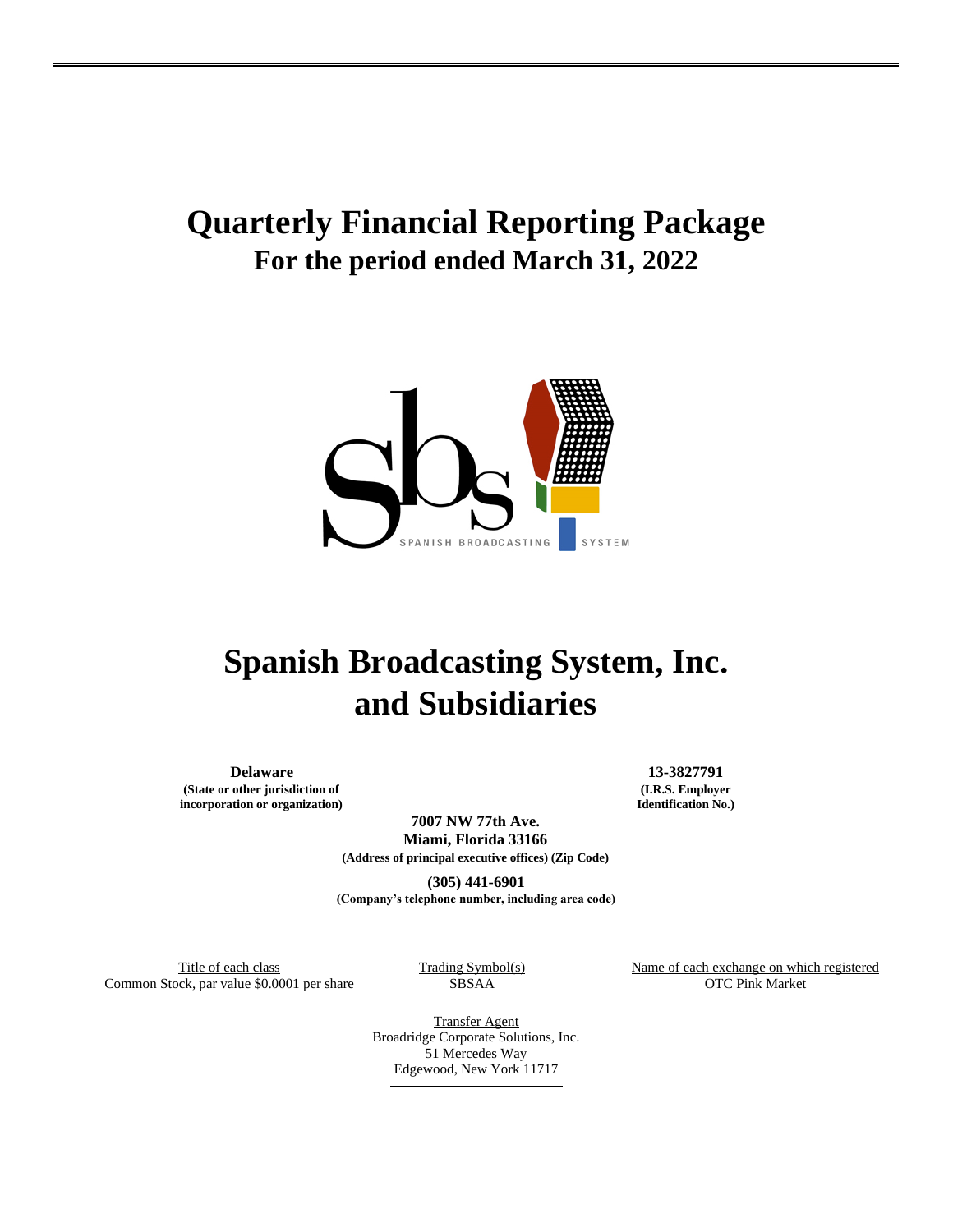# Quarterly Financial Reporting Package

## For the period ended March 31, 2022

# Spanish Broadcasting System, Inc. and Subsidiaries

| **Delaware** | | **13-3827791** |
|---|---|---|
| **(State or other jurisdiction of incorporation or organization)** | | **(I.R.S. Employer Identification No.)** |

**7007 NW 77th Ave.**
**Miami, Florida 33166**
**(Address of principal executive offices) (Zip Code)**

**(305) 441-6901**
**(Company's telephone number, including area code)**

| Title of each class | Trading Symbol(s) | Name of each exchange on which registered |
|---|---|---|
| Common Stock, par value $0.0001 per share | SBSAA | OTC Pink Market |

Transfer Agent
Broadridge Corporate Solutions, Inc.
51 Mercedes Way
Edgewood, New York 11717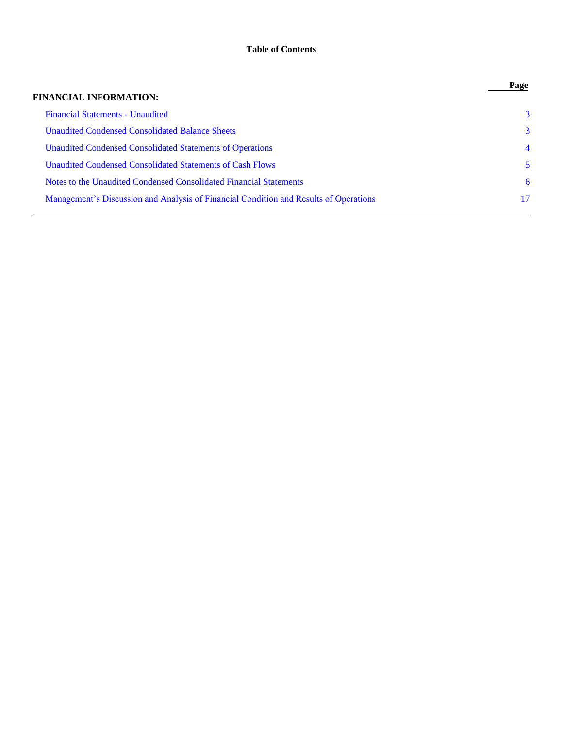# Table of Contents

| | Page |
|---|---|
| **FINANCIAL INFORMATION:** | |
| Financial Statements - Unaudited | 3 |
| Unaudited Condensed Consolidated Balance Sheets | 3 |
| Unaudited Condensed Consolidated Statements of Operations | 4 |
| Unaudited Condensed Consolidated Statements of Cash Flows | 5 |
| Notes to the Unaudited Condensed Consolidated Financial Statements | 6 |
| Management's Discussion and Analysis of Financial Condition and Results of Operations | 17 |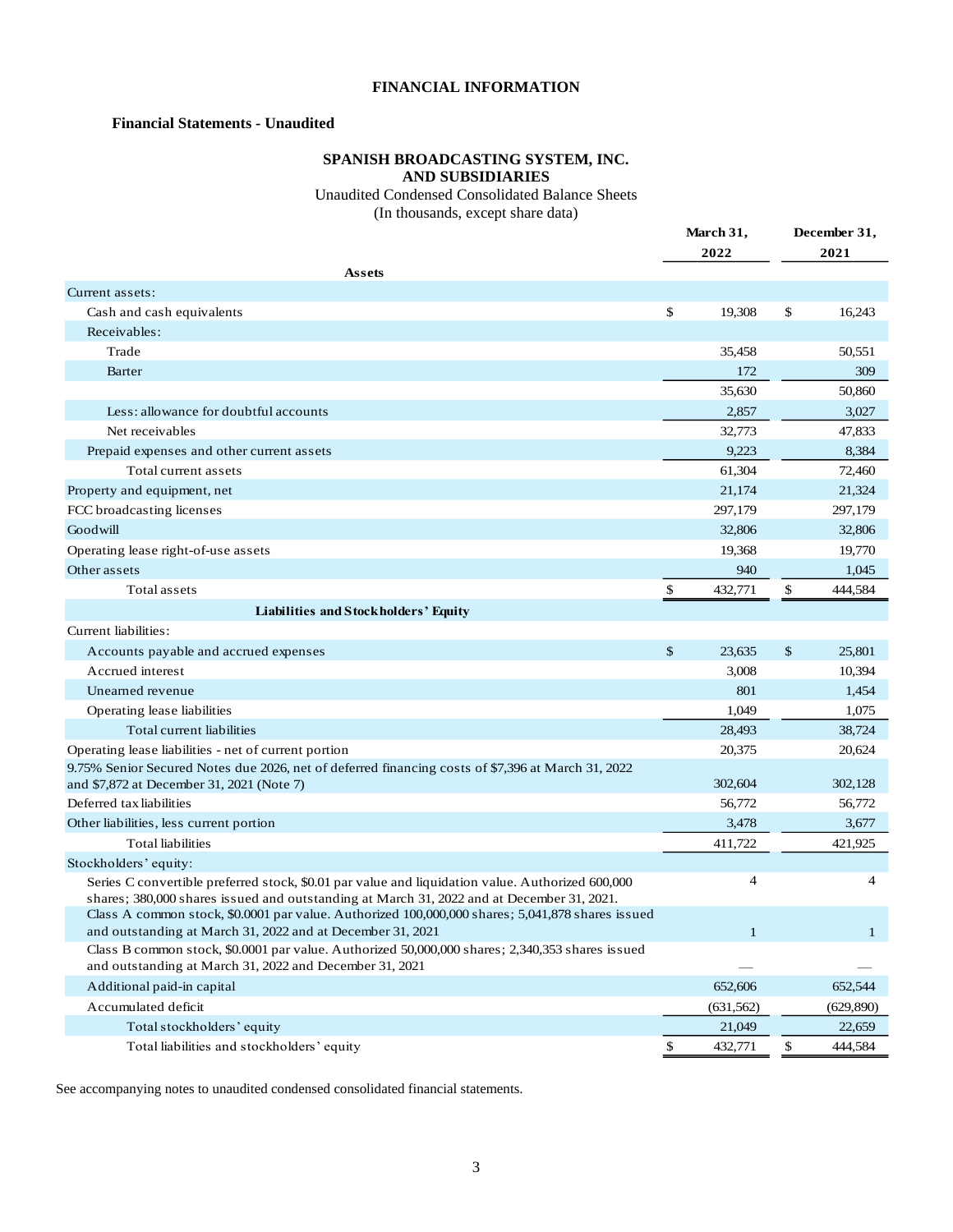# FINANCIAL INFORMATION

## Financial Statements - Unaudited

### SPANISH BROADCASTING SYSTEM, INC. AND SUBSIDIARIES

Unaudited Condensed Consolidated Balance Sheets
(In thousands, except share data)

| | March 31, 2022 | December 31, 2021 |
|---|---|---|
| **Assets** | | |
| Current assets: | | |
| Cash and cash equivalents | $ 19,308 | $ 16,243 |
| Receivables: | | |
| Trade | 35,458 | 50,551 |
| Barter | 172 | 309 |
| | 35,630 | 50,860 |
| Less: allowance for doubtful accounts | 2,857 | 3,027 |
| Net receivables | 32,773 | 47,833 |
| Prepaid expenses and other current assets | 9,223 | 8,384 |
| Total current assets | 61,304 | 72,460 |
| Property and equipment, net | 21,174 | 21,324 |
| FCC broadcasting licenses | 297,179 | 297,179 |
| Goodwill | 32,806 | 32,806 |
| Operating lease right-of-use assets | 19,368 | 19,770 |
| Other assets | 940 | 1,045 |
| Total assets | $ 432,771 | $ 444,584 |
| **Liabilities and Stockholders' Equity** | | |
| Current liabilities: | | |
| Accounts payable and accrued expenses | $ 23,635 | $ 25,801 |
| Accrued interest | 3,008 | 10,394 |
| Unearned revenue | 801 | 1,454 |
| Operating lease liabilities | 1,049 | 1,075 |
| Total current liabilities | 28,493 | 38,724 |
| Operating lease liabilities - net of current portion | 20,375 | 20,624 |
| 9.75% Senior Secured Notes due 2026, net of deferred financing costs of $7,396 at March 31, 2022 and $7,872 at December 31, 2021 (Note 7) | 302,604 | 302,128 |
| Deferred tax liabilities | 56,772 | 56,772 |
| Other liabilities, less current portion | 3,478 | 3,677 |
| Total liabilities | 411,722 | 421,925 |
| Stockholders' equity: | | |
| Series C convertible preferred stock, $0.01 par value and liquidation value. Authorized 600,000 shares; 380,000 shares issued and outstanding at March 31, 2022 and at December 31, 2021. | 4 | 4 |
| Class A common stock, $0.0001 par value. Authorized 100,000,000 shares; 5,041,878 shares issued and outstanding at March 31, 2022 and at December 31, 2021 | 1 | 1 |
| Class B common stock, $0.0001 par value. Authorized 50,000,000 shares; 2,340,353 shares issued and outstanding at March 31, 2022 and December 31, 2021 | — | — |
| Additional paid-in capital | 652,606 | 652,544 |
| Accumulated deficit | (631,562) | (629,890) |
| Total stockholders' equity | 21,049 | 22,659 |
| Total liabilities and stockholders' equity | $ 432,771 | $ 444,584 |

See accompanying notes to unaudited condensed consolidated financial statements.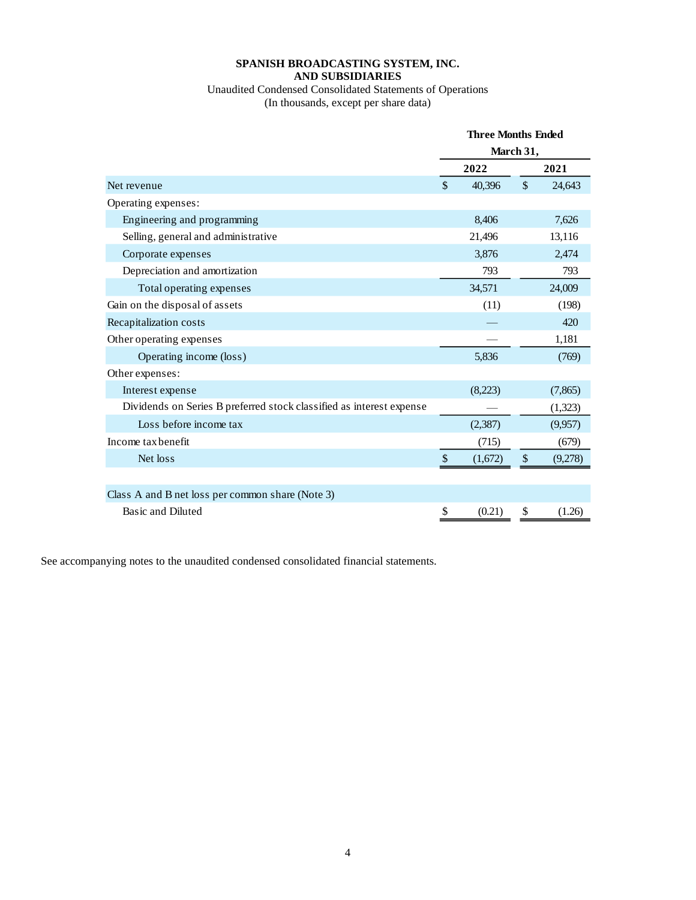**SPANISH BROADCASTING SYSTEM, INC.**
**AND SUBSIDIARIES**

Unaudited Condensed Consolidated Statements of Operations
(In thousands, except per share data)

| | Three Months Ended March 31, | |
|---|---|---|
| | 2022 | 2021 |
| Net revenue | $ 40,396 | $ 24,643 |
| Operating expenses: | | |
| Engineering and programming | 8,406 | 7,626 |
| Selling, general and administrative | 21,496 | 13,116 |
| Corporate expenses | 3,876 | 2,474 |
| Depreciation and amortization | 793 | 793 |
| Total operating expenses | 34,571 | 24,009 |
| Gain on the disposal of assets | (11) | (198) |
| Recapitalization costs | — | 420 |
| Other operating expenses | — | 1,181 |
| Operating income (loss) | 5,836 | (769) |
| Other expenses: | | |
| Interest expense | (8,223) | (7,865) |
| Dividends on Series B preferred stock classified as interest expense | — | (1,323) |
| Loss before income tax | (2,387) | (9,957) |
| Income tax benefit | (715) | (679) |
| Net loss | $ (1,672) | $ (9,278) |
| | | |
| Class A and B net loss per common share (Note 3) | | |
| Basic and Diluted | $ (0.21) | $ (1.26) |

See accompanying notes to the unaudited condensed consolidated financial statements.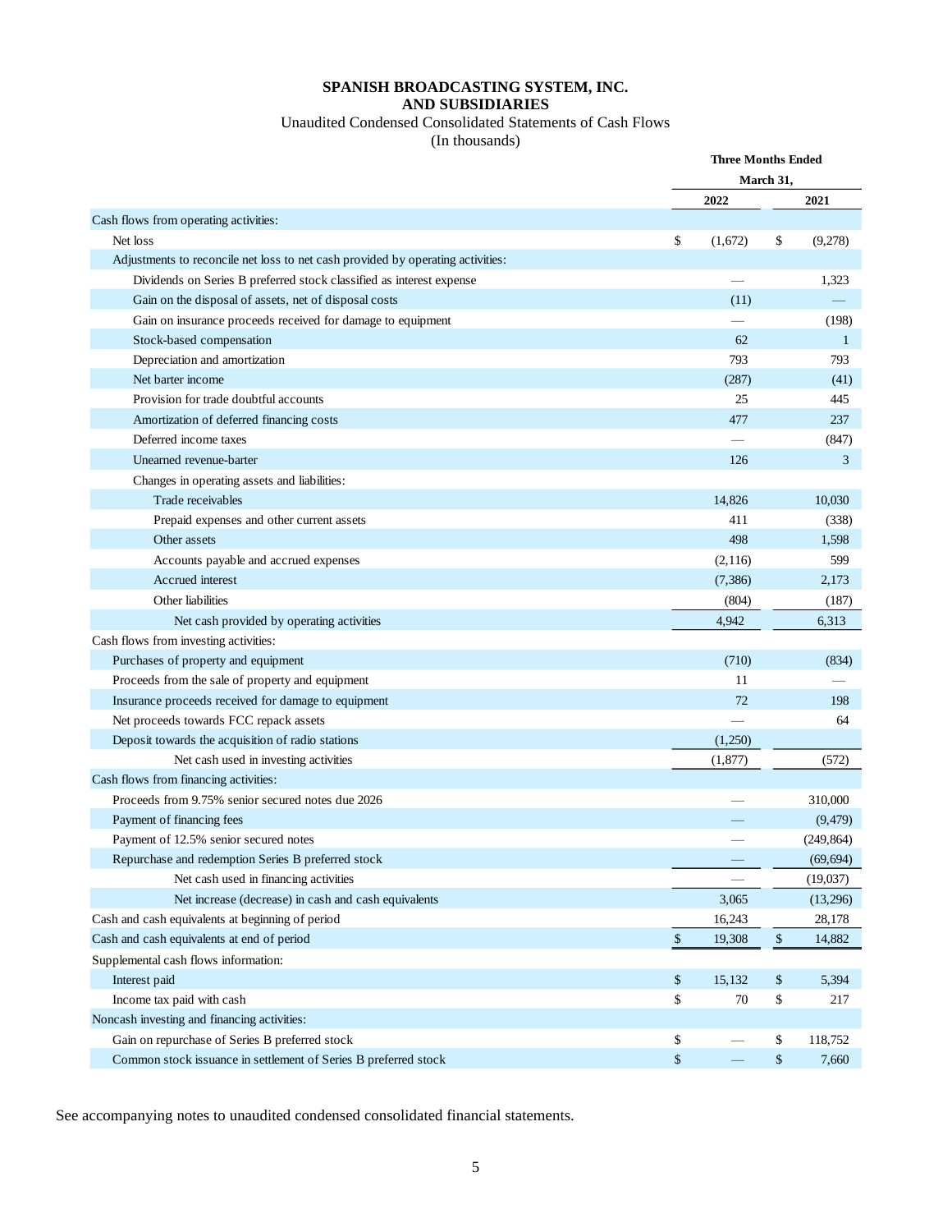**SPANISH BROADCASTING SYSTEM, INC.**
**AND SUBSIDIARIES**

Unaudited Condensed Consolidated Statements of Cash Flows
(In thousands)

| | Three Months Ended March 31, | |
|---|---|---|
| | 2022 | 2021 |
| Cash flows from operating activities: | | |
| Net loss | $ (1,672) | $ (9,278) |
| Adjustments to reconcile net loss to net cash provided by operating activities: | | |
| Dividends on Series B preferred stock classified as interest expense | — | 1,323 |
| Gain on the disposal of assets, net of disposal costs | (11) | — |
| Gain on insurance proceeds received for damage to equipment | — | (198) |
| Stock-based compensation | 62 | 1 |
| Depreciation and amortization | 793 | 793 |
| Net barter income | (287) | (41) |
| Provision for trade doubtful accounts | 25 | 445 |
| Amortization of deferred financing costs | 477 | 237 |
| Deferred income taxes | — | (847) |
| Unearned revenue-barter | 126 | 3 |
| Changes in operating assets and liabilities: | | |
| Trade receivables | 14,826 | 10,030 |
| Prepaid expenses and other current assets | 411 | (338) |
| Other assets | 498 | 1,598 |
| Accounts payable and accrued expenses | (2,116) | 599 |
| Accrued interest | (7,386) | 2,173 |
| Other liabilities | (804) | (187) |
| Net cash provided by operating activities | 4,942 | 6,313 |
| Cash flows from investing activities: | | |
| Purchases of property and equipment | (710) | (834) |
| Proceeds from the sale of property and equipment | 11 | — |
| Insurance proceeds received for damage to equipment | 72 | 198 |
| Net proceeds towards FCC repack assets | — | 64 |
| Deposit towards the acquisition of radio stations | (1,250) | |
| Net cash used in investing activities | (1,877) | (572) |
| Cash flows from financing activities: | | |
| Proceeds from 9.75% senior secured notes due 2026 | — | 310,000 |
| Payment of financing fees | — | (9,479) |
| Payment of 12.5% senior secured notes | — | (249,864) |
| Repurchase and redemption Series B preferred stock | — | (69,694) |
| Net cash used in financing activities | — | (19,037) |
| Net increase (decrease) in cash and cash equivalents | 3,065 | (13,296) |
| Cash and cash equivalents at beginning of period | 16,243 | 28,178 |
| Cash and cash equivalents at end of period | $ 19,308 | $ 14,882 |
| Supplemental cash flows information: | | |
| Interest paid | $ 15,132 | $ 5,394 |
| Income tax paid with cash | $ 70 | $ 217 |
| Noncash investing and financing activities: | | |
| Gain on repurchase of Series B preferred stock | $ — | $ 118,752 |
| Common stock issuance in settlement of Series B preferred stock | $ — | $ 7,660 |

See accompanying notes to unaudited condensed consolidated financial statements.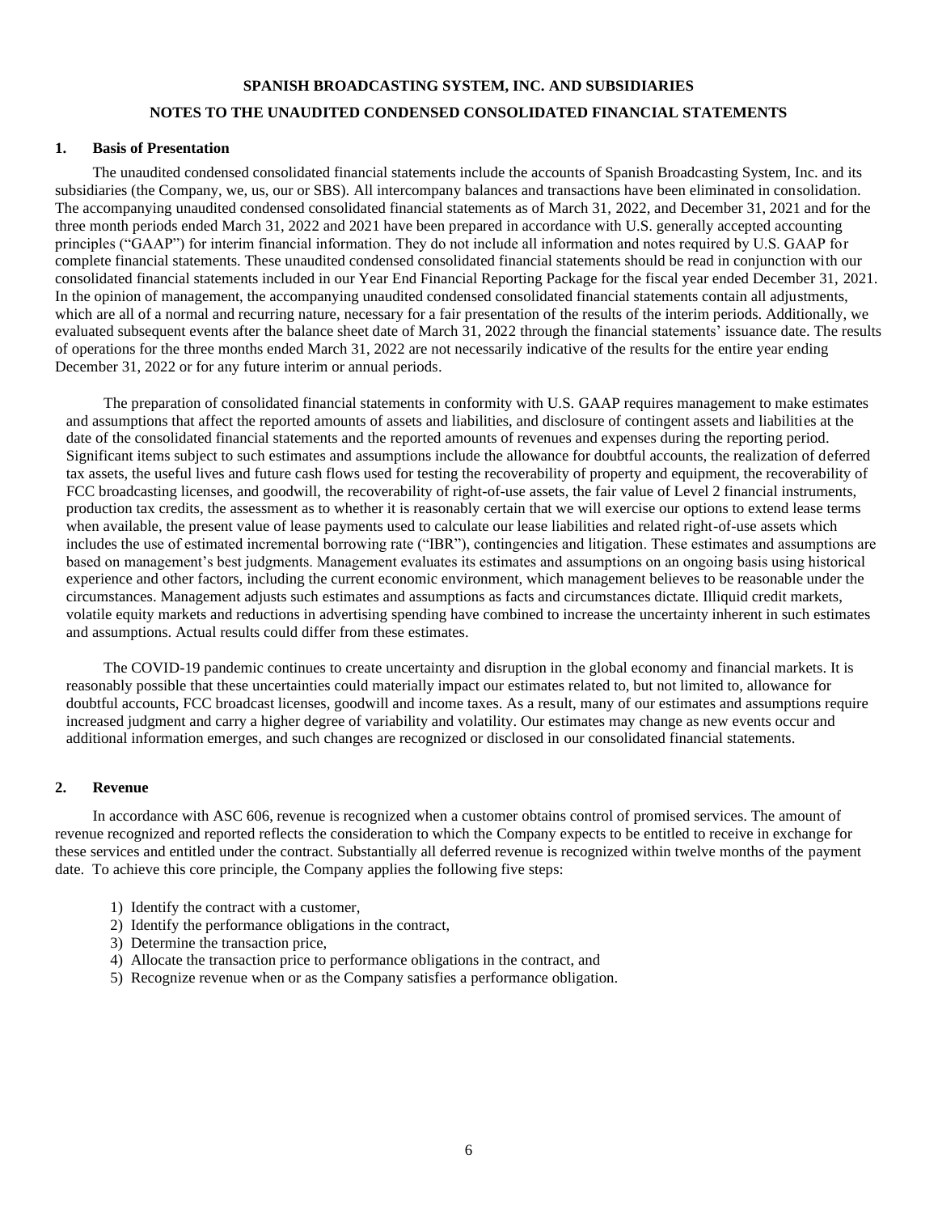**SPANISH BROADCASTING SYSTEM, INC. AND SUBSIDIARIES**

**NOTES TO THE UNAUDITED CONDENSED CONSOLIDATED FINANCIAL STATEMENTS**

## 1. Basis of Presentation

The unaudited condensed consolidated financial statements include the accounts of Spanish Broadcasting System, Inc. and its subsidiaries (the Company, we, us, our or SBS). All intercompany balances and transactions have been eliminated in consolidation. The accompanying unaudited condensed consolidated financial statements as of March 31, 2022, and December 31, 2021 and for the three month periods ended March 31, 2022 and 2021 have been prepared in accordance with U.S. generally accepted accounting principles ("GAAP") for interim financial information. They do not include all information and notes required by U.S. GAAP for complete financial statements. These unaudited condensed consolidated financial statements should be read in conjunction with our consolidated financial statements included in our Year End Financial Reporting Package for the fiscal year ended December 31, 2021. In the opinion of management, the accompanying unaudited condensed consolidated financial statements contain all adjustments, which are all of a normal and recurring nature, necessary for a fair presentation of the results of the interim periods. Additionally, we evaluated subsequent events after the balance sheet date of March 31, 2022 through the financial statements' issuance date. The results of operations for the three months ended March 31, 2022 are not necessarily indicative of the results for the entire year ending December 31, 2022 or for any future interim or annual periods.

The preparation of consolidated financial statements in conformity with U.S. GAAP requires management to make estimates and assumptions that affect the reported amounts of assets and liabilities, and disclosure of contingent assets and liabilities at the date of the consolidated financial statements and the reported amounts of revenues and expenses during the reporting period. Significant items subject to such estimates and assumptions include the allowance for doubtful accounts, the realization of deferred tax assets, the useful lives and future cash flows used for testing the recoverability of property and equipment, the recoverability of FCC broadcasting licenses, and goodwill, the recoverability of right-of-use assets, the fair value of Level 2 financial instruments, production tax credits, the assessment as to whether it is reasonably certain that we will exercise our options to extend lease terms when available, the present value of lease payments used to calculate our lease liabilities and related right-of-use assets which includes the use of estimated incremental borrowing rate ("IBR"), contingencies and litigation. These estimates and assumptions are based on management's best judgments. Management evaluates its estimates and assumptions on an ongoing basis using historical experience and other factors, including the current economic environment, which management believes to be reasonable under the circumstances. Management adjusts such estimates and assumptions as facts and circumstances dictate. Illiquid credit markets, volatile equity markets and reductions in advertising spending have combined to increase the uncertainty inherent in such estimates and assumptions. Actual results could differ from these estimates.

The COVID-19 pandemic continues to create uncertainty and disruption in the global economy and financial markets. It is reasonably possible that these uncertainties could materially impact our estimates related to, but not limited to, allowance for doubtful accounts, FCC broadcast licenses, goodwill and income taxes. As a result, many of our estimates and assumptions require increased judgment and carry a higher degree of variability and volatility. Our estimates may change as new events occur and additional information emerges, and such changes are recognized or disclosed in our consolidated financial statements.

## 2. Revenue

In accordance with ASC 606, revenue is recognized when a customer obtains control of promised services. The amount of revenue recognized and reported reflects the consideration to which the Company expects to be entitled to receive in exchange for these services and entitled under the contract. Substantially all deferred revenue is recognized within twelve months of the payment date. To achieve this core principle, the Company applies the following five steps:

1) Identify the contract with a customer,
2) Identify the performance obligations in the contract,
3) Determine the transaction price,
4) Allocate the transaction price to performance obligations in the contract, and
5) Recognize revenue when or as the Company satisfies a performance obligation.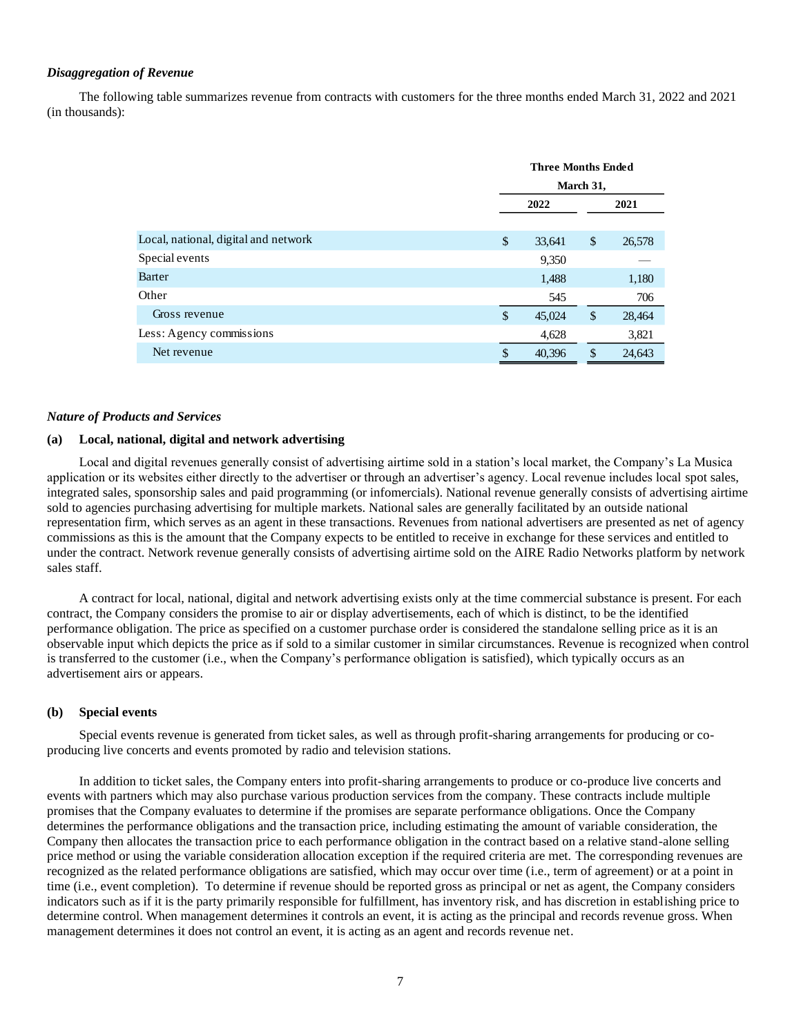***Disaggregation of Revenue***

The following table summarizes revenue from contracts with customers for the three months ended March 31, 2022 and 2021 (in thousands):

| | Three Months Ended March 31, | |
|---|---|---|
| | 2022 | 2021 |
| Local, national, digital and network | $ 33,641 | $ 26,578 |
| Special events | 9,350 | — |
| Barter | 1,488 | 1,180 |
| Other | 545 | 706 |
| Gross revenue | $ 45,024 | $ 28,464 |
| Less: Agency commissions | 4,628 | 3,821 |
| Net revenue | $ 40,396 | $ 24,643 |

***Nature of Products and Services***

**(a) Local, national, digital and network advertising**

Local and digital revenues generally consist of advertising airtime sold in a station's local market, the Company's La Musica application or its websites either directly to the advertiser or through an advertiser's agency. Local revenue includes local spot sales, integrated sales, sponsorship sales and paid programming (or infomercials). National revenue generally consists of advertising airtime sold to agencies purchasing advertising for multiple markets. National sales are generally facilitated by an outside national representation firm, which serves as an agent in these transactions. Revenues from national advertisers are presented as net of agency commissions as this is the amount that the Company expects to be entitled to receive in exchange for these services and entitled to under the contract. Network revenue generally consists of advertising airtime sold on the AIRE Radio Networks platform by network sales staff.

A contract for local, national, digital and network advertising exists only at the time commercial substance is present. For each contract, the Company considers the promise to air or display advertisements, each of which is distinct, to be the identified performance obligation. The price as specified on a customer purchase order is considered the standalone selling price as it is an observable input which depicts the price as if sold to a similar customer in similar circumstances. Revenue is recognized when control is transferred to the customer (i.e., when the Company's performance obligation is satisfied), which typically occurs as an advertisement airs or appears.

**(b) Special events**

Special events revenue is generated from ticket sales, as well as through profit-sharing arrangements for producing or co-producing live concerts and events promoted by radio and television stations.

In addition to ticket sales, the Company enters into profit-sharing arrangements to produce or co-produce live concerts and events with partners which may also purchase various production services from the company. These contracts include multiple promises that the Company evaluates to determine if the promises are separate performance obligations. Once the Company determines the performance obligations and the transaction price, including estimating the amount of variable consideration, the Company then allocates the transaction price to each performance obligation in the contract based on a relative stand-alone selling price method or using the variable consideration allocation exception if the required criteria are met. The corresponding revenues are recognized as the related performance obligations are satisfied, which may occur over time (i.e., term of agreement) or at a point in time (i.e., event completion). To determine if revenue should be reported gross as principal or net as agent, the Company considers indicators such as if it is the party primarily responsible for fulfillment, has inventory risk, and has discretion in establishing price to determine control. When management determines it controls an event, it is acting as the principal and records revenue gross. When management determines it does not control an event, it is acting as an agent and records revenue net.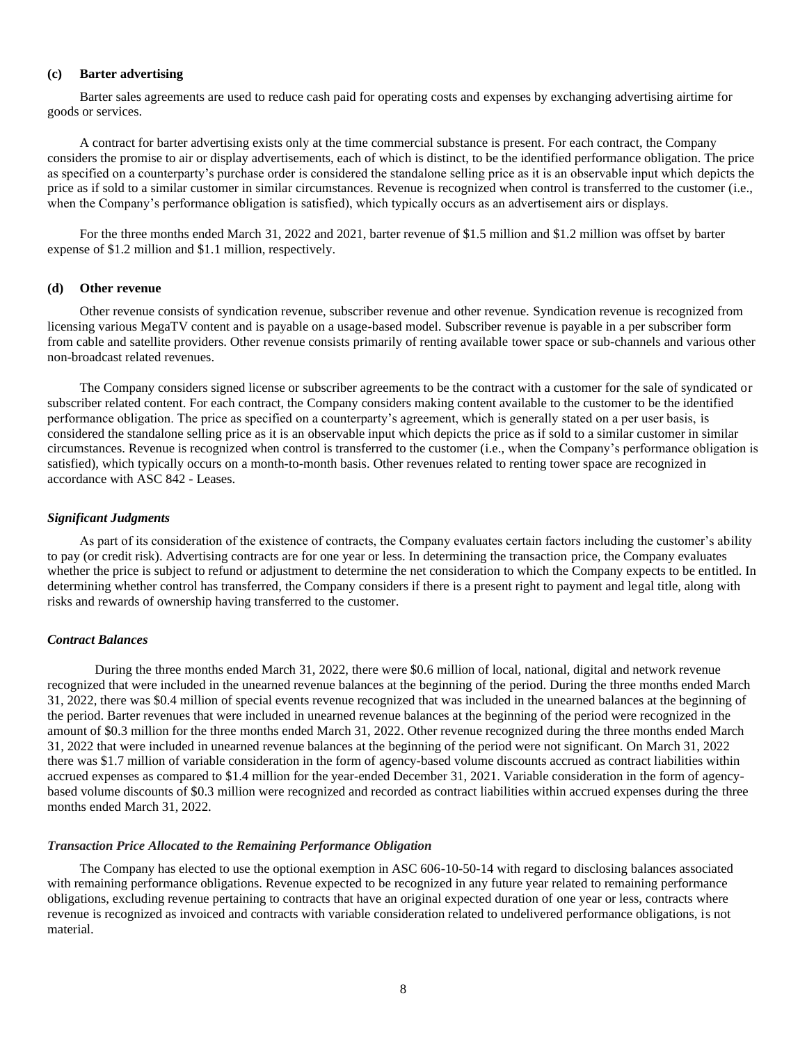**(c) Barter advertising**

Barter sales agreements are used to reduce cash paid for operating costs and expenses by exchanging advertising airtime for goods or services.

A contract for barter advertising exists only at the time commercial substance is present. For each contract, the Company considers the promise to air or display advertisements, each of which is distinct, to be the identified performance obligation. The price as specified on a counterparty's purchase order is considered the standalone selling price as it is an observable input which depicts the price as if sold to a similar customer in similar circumstances. Revenue is recognized when control is transferred to the customer (i.e., when the Company's performance obligation is satisfied), which typically occurs as an advertisement airs or displays.

For the three months ended March 31, 2022 and 2021, barter revenue of $1.5 million and $1.2 million was offset by barter expense of $1.2 million and $1.1 million, respectively.

**(d) Other revenue**

Other revenue consists of syndication revenue, subscriber revenue and other revenue. Syndication revenue is recognized from licensing various MegaTV content and is payable on a usage-based model. Subscriber revenue is payable in a per subscriber form from cable and satellite providers. Other revenue consists primarily of renting available tower space or sub-channels and various other non-broadcast related revenues.

The Company considers signed license or subscriber agreements to be the contract with a customer for the sale of syndicated or subscriber related content. For each contract, the Company considers making content available to the customer to be the identified performance obligation. The price as specified on a counterparty's agreement, which is generally stated on a per user basis, is considered the standalone selling price as it is an observable input which depicts the price as if sold to a similar customer in similar circumstances. Revenue is recognized when control is transferred to the customer (i.e., when the Company's performance obligation is satisfied), which typically occurs on a month-to-month basis. Other revenues related to renting tower space are recognized in accordance with ASC 842 - Leases.

***Significant Judgments***

As part of its consideration of the existence of contracts, the Company evaluates certain factors including the customer's ability to pay (or credit risk). Advertising contracts are for one year or less. In determining the transaction price, the Company evaluates whether the price is subject to refund or adjustment to determine the net consideration to which the Company expects to be entitled. In determining whether control has transferred, the Company considers if there is a present right to payment and legal title, along with risks and rewards of ownership having transferred to the customer.

***Contract Balances***

During the three months ended March 31, 2022, there were $0.6 million of local, national, digital and network revenue recognized that were included in the unearned revenue balances at the beginning of the period. During the three months ended March 31, 2022, there was $0.4 million of special events revenue recognized that was included in the unearned balances at the beginning of the period. Barter revenues that were included in unearned revenue balances at the beginning of the period were recognized in the amount of $0.3 million for the three months ended March 31, 2022. Other revenue recognized during the three months ended March 31, 2022 that were included in unearned revenue balances at the beginning of the period were not significant. On March 31, 2022 there was $1.7 million of variable consideration in the form of agency-based volume discounts accrued as contract liabilities within accrued expenses as compared to $1.4 million for the year-ended December 31, 2021. Variable consideration in the form of agency-based volume discounts of $0.3 million were recognized and recorded as contract liabilities within accrued expenses during the three months ended March 31, 2022.

***Transaction Price Allocated to the Remaining Performance Obligation***

The Company has elected to use the optional exemption in ASC 606-10-50-14 with regard to disclosing balances associated with remaining performance obligations. Revenue expected to be recognized in any future year related to remaining performance obligations, excluding revenue pertaining to contracts that have an original expected duration of one year or less, contracts where revenue is recognized as invoiced and contracts with variable consideration related to undelivered performance obligations, is not material.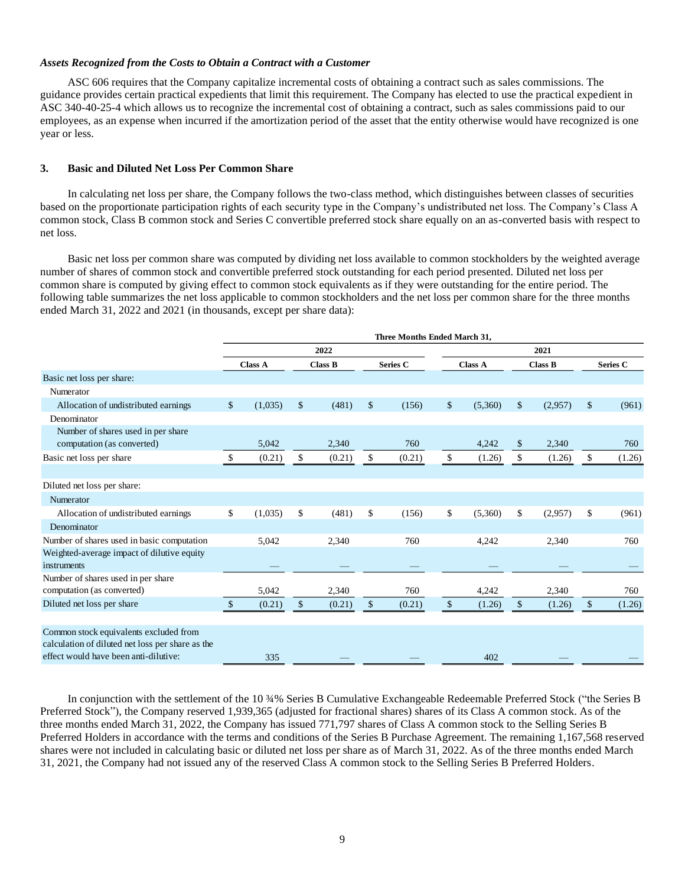***Assets Recognized from the Costs to Obtain a Contract with a Customer***

ASC 606 requires that the Company capitalize incremental costs of obtaining a contract such as sales commissions. The guidance provides certain practical expedients that limit this requirement. The Company has elected to use the practical expedient in ASC 340-40-25-4 which allows us to recognize the incremental cost of obtaining a contract, such as sales commissions paid to our employees, as an expense when incurred if the amortization period of the asset that the entity otherwise would have recognized is one year or less.

## 3. Basic and Diluted Net Loss Per Common Share

In calculating net loss per share, the Company follows the two-class method, which distinguishes between classes of securities based on the proportionate participation rights of each security type in the Company's undistributed net loss. The Company's Class A common stock, Class B common stock and Series C convertible preferred stock share equally on an as-converted basis with respect to net loss.

Basic net loss per common share was computed by dividing net loss available to common stockholders by the weighted average number of shares of common stock and convertible preferred stock outstanding for each period presented. Diluted net loss per common share is computed by giving effect to common stock equivalents as if they were outstanding for the entire period. The following table summarizes the net loss applicable to common stockholders and the net loss per common share for the three months ended March 31, 2022 and 2021 (in thousands, except per share data):

| | Three Months Ended March 31, | | | | | |
|---|---|---|---|---|---|---|
| | 2022 | | | 2021 | | |
| | Class A | Class B | Series C | Class A | Class B | Series C |
| Basic net loss per share: | | | | | | |
| Numerator | | | | | | |
| Allocation of undistributed earnings | $ (1,035) | $ (481) | $ (156) | $ (5,360) | $ (2,957) | $ (961) |
| Denominator | | | | | | |
| Number of shares used in per share computation (as converted) | 5,042 | 2,340 | 760 | 4,242 | $ 2,340 | 760 |
| Basic net loss per share | $ (0.21) | $ (0.21) | $ (0.21) | $ (1.26) | $ (1.26) | $ (1.26) |
| | | | | | | |
| Diluted net loss per share: | | | | | | |
| Numerator | | | | | | |
| Allocation of undistributed earnings | $ (1,035) | $ (481) | $ (156) | $ (5,360) | $ (2,957) | $ (961) |
| Denominator | | | | | | |
| Number of shares used in basic computation | 5,042 | 2,340 | 760 | 4,242 | 2,340 | 760 |
| Weighted-average impact of dilutive equity instruments | — | — | — | — | — | — |
| Number of shares used in per share computation (as converted) | 5,042 | 2,340 | 760 | 4,242 | 2,340 | 760 |
| Diluted net loss per share | $ (0.21) | $ (0.21) | $ (0.21) | $ (1.26) | $ (1.26) | $ (1.26) |
| | | | | | | |
| Common stock equivalents excluded from calculation of diluted net loss per share as the effect would have been anti-dilutive: | 335 | — | — | 402 | — | — |

In conjunction with the settlement of the 10 ¾% Series B Cumulative Exchangeable Redeemable Preferred Stock ("the Series B Preferred Stock"), the Company reserved 1,939,365 (adjusted for fractional shares) shares of its Class A common stock. As of the three months ended March 31, 2022, the Company has issued 771,797 shares of Class A common stock to the Selling Series B Preferred Holders in accordance with the terms and conditions of the Series B Purchase Agreement. The remaining 1,167,568 reserved shares were not included in calculating basic or diluted net loss per share as of March 31, 2022. As of the three months ended March 31, 2021, the Company had not issued any of the reserved Class A common stock to the Selling Series B Preferred Holders.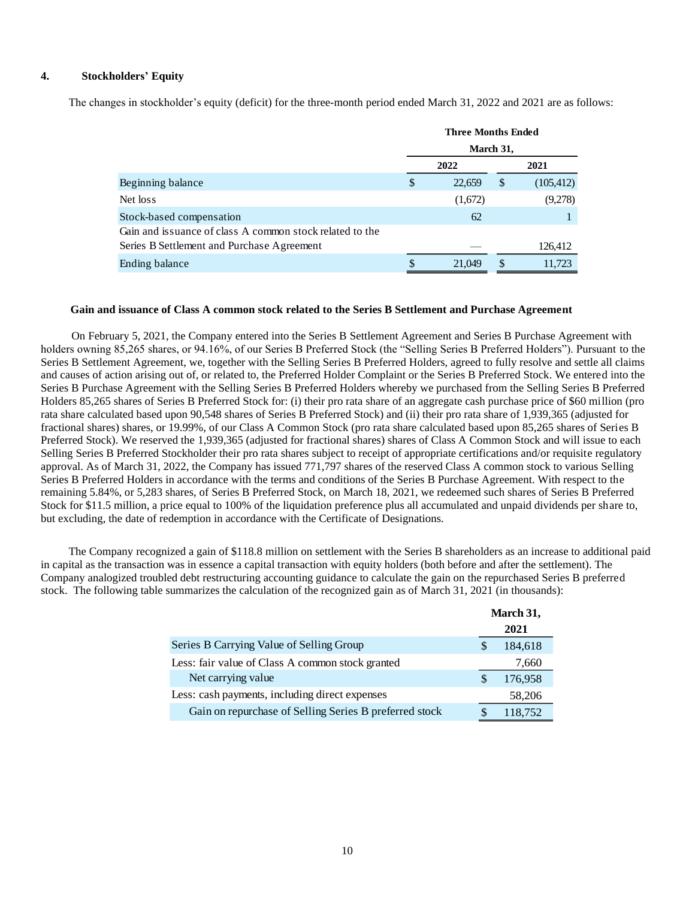## 4. Stockholders' Equity

The changes in stockholder's equity (deficit) for the three-month period ended March 31, 2022 and 2021 are as follows:

| | Three Months Ended March 31, | |
|---|---|---|
| | 2022 | 2021 |
| Beginning balance | $ 22,659 | $ (105,412) |
| Net loss | (1,672) | (9,278) |
| Stock-based compensation | 62 | 1 |
| Gain and issuance of class A common stock related to the Series B Settlement and Purchase Agreement | — | 126,412 |
| Ending balance | $ 21,049 | $ 11,723 |

### Gain and issuance of Class A common stock related to the Series B Settlement and Purchase Agreement

On February 5, 2021, the Company entered into the Series B Settlement Agreement and Series B Purchase Agreement with holders owning 85,265 shares, or 94.16%, of our Series B Preferred Stock (the "Selling Series B Preferred Holders"). Pursuant to the Series B Settlement Agreement, we, together with the Selling Series B Preferred Holders, agreed to fully resolve and settle all claims and causes of action arising out of, or related to, the Preferred Holder Complaint or the Series B Preferred Stock. We entered into the Series B Purchase Agreement with the Selling Series B Preferred Holders whereby we purchased from the Selling Series B Preferred Holders 85,265 shares of Series B Preferred Stock for: (i) their pro rata share of an aggregate cash purchase price of $60 million (pro rata share calculated based upon 90,548 shares of Series B Preferred Stock) and (ii) their pro rata share of 1,939,365 (adjusted for fractional shares) shares, or 19.99%, of our Class A Common Stock (pro rata share calculated based upon 85,265 shares of Series B Preferred Stock). We reserved the 1,939,365 (adjusted for fractional shares) shares of Class A Common Stock and will issue to each Selling Series B Preferred Stockholder their pro rata shares subject to receipt of appropriate certifications and/or requisite regulatory approval. As of March 31, 2022, the Company has issued 771,797 shares of the reserved Class A common stock to various Selling Series B Preferred Holders in accordance with the terms and conditions of the Series B Purchase Agreement. With respect to the remaining 5.84%, or 5,283 shares, of Series B Preferred Stock, on March 18, 2021, we redeemed such shares of Series B Preferred Stock for $11.5 million, a price equal to 100% of the liquidation preference plus all accumulated and unpaid dividends per share to, but excluding, the date of redemption in accordance with the Certificate of Designations.

The Company recognized a gain of $118.8 million on settlement with the Series B shareholders as an increase to additional paid in capital as the transaction was in essence a capital transaction with equity holders (both before and after the settlement). The Company analogized troubled debt restructuring accounting guidance to calculate the gain on the repurchased Series B preferred stock. The following table summarizes the calculation of the recognized gain as of March 31, 2021 (in thousands):

| | March 31, 2021 |
|---|---|
| Series B Carrying Value of Selling Group | $ 184,618 |
| Less: fair value of Class A common stock granted | 7,660 |
| Net carrying value | $ 176,958 |
| Less: cash payments, including direct expenses | 58,206 |
| Gain on repurchase of Selling Series B preferred stock | $ 118,752 |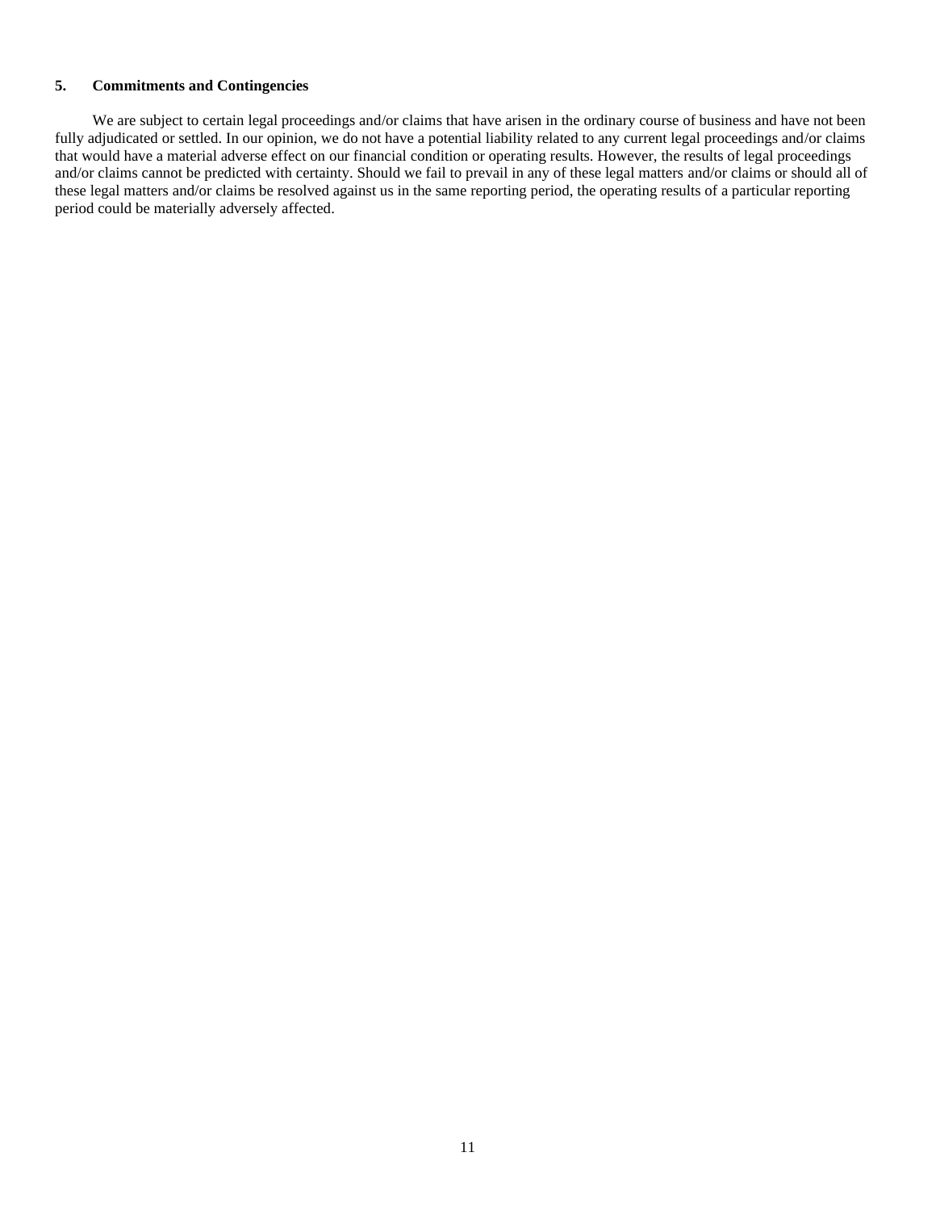## 5. Commitments and Contingencies

We are subject to certain legal proceedings and/or claims that have arisen in the ordinary course of business and have not been fully adjudicated or settled. In our opinion, we do not have a potential liability related to any current legal proceedings and/or claims that would have a material adverse effect on our financial condition or operating results. However, the results of legal proceedings and/or claims cannot be predicted with certainty. Should we fail to prevail in any of these legal matters and/or claims or should all of these legal matters and/or claims be resolved against us in the same reporting period, the operating results of a particular reporting period could be materially adversely affected.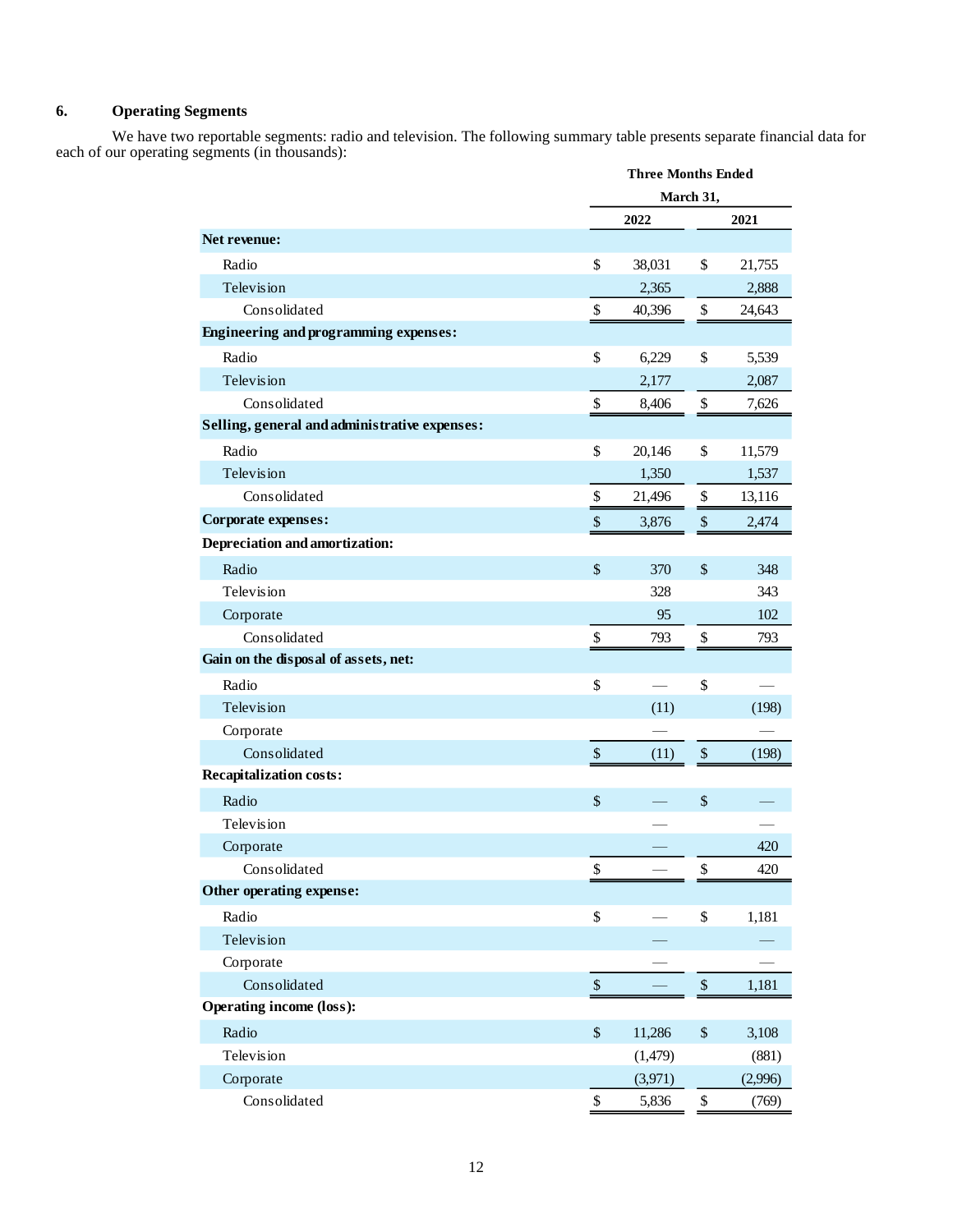## 6. Operating Segments

We have two reportable segments: radio and television. The following summary table presents separate financial data for each of our operating segments (in thousands):

| | Three Months Ended March 31, | |
|---|---|---|
| | 2022 | 2021 |
| **Net revenue:** | | |
| Radio | $ 38,031 | $ 21,755 |
| Television | 2,365 | 2,888 |
| Consolidated | $ 40,396 | $ 24,643 |
| **Engineering and programming expenses:** | | |
| Radio | $ 6,229 | $ 5,539 |
| Television | 2,177 | 2,087 |
| Consolidated | $ 8,406 | $ 7,626 |
| **Selling, general and administrative expenses:** | | |
| Radio | $ 20,146 | $ 11,579 |
| Television | 1,350 | 1,537 |
| Consolidated | $ 21,496 | $ 13,116 |
| **Corporate expenses:** | $ 3,876 | $ 2,474 |
| **Depreciation and amortization:** | | |
| Radio | $ 370 | $ 348 |
| Television | 328 | 343 |
| Corporate | 95 | 102 |
| Consolidated | $ 793 | $ 793 |
| **Gain on the disposal of assets, net:** | | |
| Radio | $ — | $ — |
| Television | (11) | (198) |
| Corporate | — | — |
| Consolidated | $ (11) | $ (198) |
| **Recapitalization costs:** | | |
| Radio | $ — | $ — |
| Television | — | — |
| Corporate | — | 420 |
| Consolidated | $ — | $ 420 |
| **Other operating expense:** | | |
| Radio | $ — | $ 1,181 |
| Television | — | — |
| Corporate | — | — |
| Consolidated | $ — | $ 1,181 |
| **Operating income (loss):** | | |
| Radio | $ 11,286 | $ 3,108 |
| Television | (1,479) | (881) |
| Corporate | (3,971) | (2,996) |
| Consolidated | $ 5,836 | $ (769) |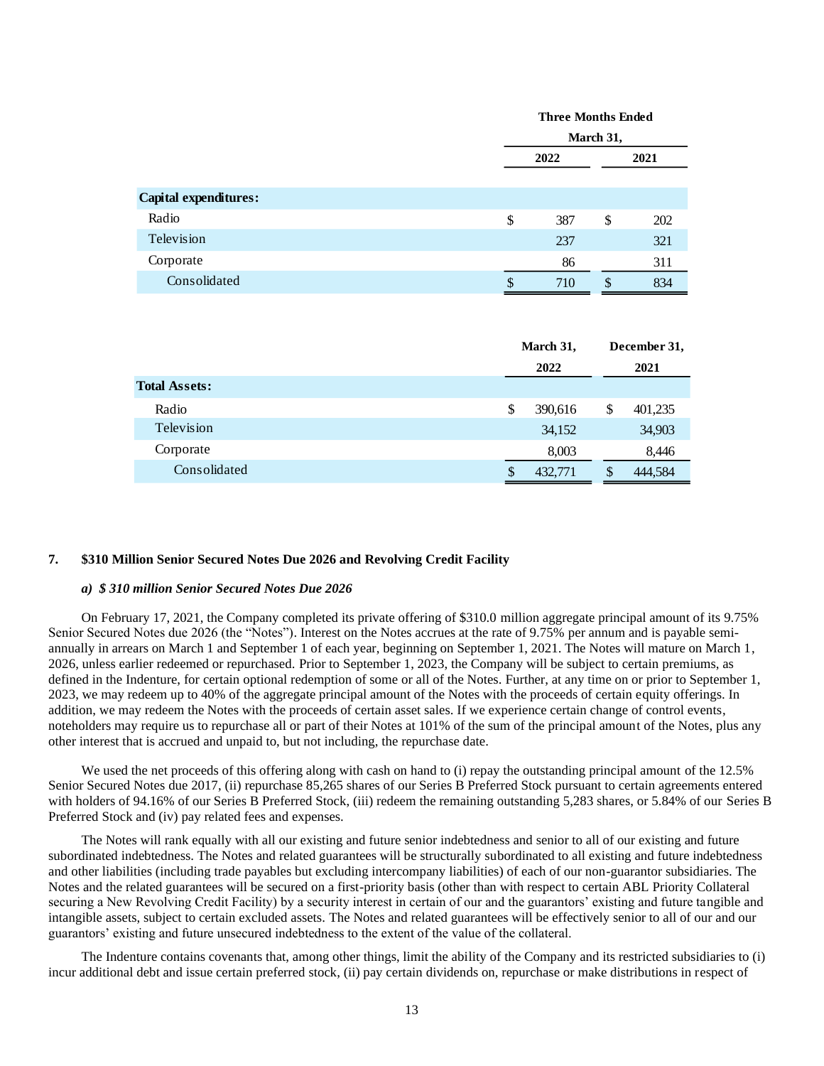| | Three Months Ended March 31, | |
|---|---|---|
| | 2022 | 2021 |
| **Capital expenditures:** | | |
| Radio | $ 387 | $ 202 |
| Television | 237 | 321 |
| Corporate | 86 | 311 |
| Consolidated | $ 710 | $ 834 |

| | March 31, 2022 | December 31, 2021 |
|---|---|---|
| **Total Assets:** | | |
| Radio | $ 390,616 | $ 401,235 |
| Television | 34,152 | 34,903 |
| Corporate | 8,003 | 8,446 |
| Consolidated | $ 432,771 | $ 444,584 |

## 7. $310 Million Senior Secured Notes Due 2026 and Revolving Credit Facility

### *a) $ 310 million Senior Secured Notes Due 2026*

On February 17, 2021, the Company completed its private offering of $310.0 million aggregate principal amount of its 9.75% Senior Secured Notes due 2026 (the "Notes"). Interest on the Notes accrues at the rate of 9.75% per annum and is payable semi-annually in arrears on March 1 and September 1 of each year, beginning on September 1, 2021. The Notes will mature on March 1, 2026, unless earlier redeemed or repurchased. Prior to September 1, 2023, the Company will be subject to certain premiums, as defined in the Indenture, for certain optional redemption of some or all of the Notes. Further, at any time on or prior to September 1, 2023, we may redeem up to 40% of the aggregate principal amount of the Notes with the proceeds of certain equity offerings. In addition, we may redeem the Notes with the proceeds of certain asset sales. If we experience certain change of control events, noteholders may require us to repurchase all or part of their Notes at 101% of the sum of the principal amount of the Notes, plus any other interest that is accrued and unpaid to, but not including, the repurchase date.

We used the net proceeds of this offering along with cash on hand to (i) repay the outstanding principal amount of the 12.5% Senior Secured Notes due 2017, (ii) repurchase 85,265 shares of our Series B Preferred Stock pursuant to certain agreements entered with holders of 94.16% of our Series B Preferred Stock, (iii) redeem the remaining outstanding 5,283 shares, or 5.84% of our Series B Preferred Stock and (iv) pay related fees and expenses.

The Notes will rank equally with all our existing and future senior indebtedness and senior to all of our existing and future subordinated indebtedness. The Notes and related guarantees will be structurally subordinated to all existing and future indebtedness and other liabilities (including trade payables but excluding intercompany liabilities) of each of our non-guarantor subsidiaries. The Notes and the related guarantees will be secured on a first-priority basis (other than with respect to certain ABL Priority Collateral securing a New Revolving Credit Facility) by a security interest in certain of our and the guarantors' existing and future tangible and intangible assets, subject to certain excluded assets. The Notes and related guarantees will be effectively senior to all of our and our guarantors' existing and future unsecured indebtedness to the extent of the value of the collateral.

The Indenture contains covenants that, among other things, limit the ability of the Company and its restricted subsidiaries to (i) incur additional debt and issue certain preferred stock, (ii) pay certain dividends on, repurchase or make distributions in respect of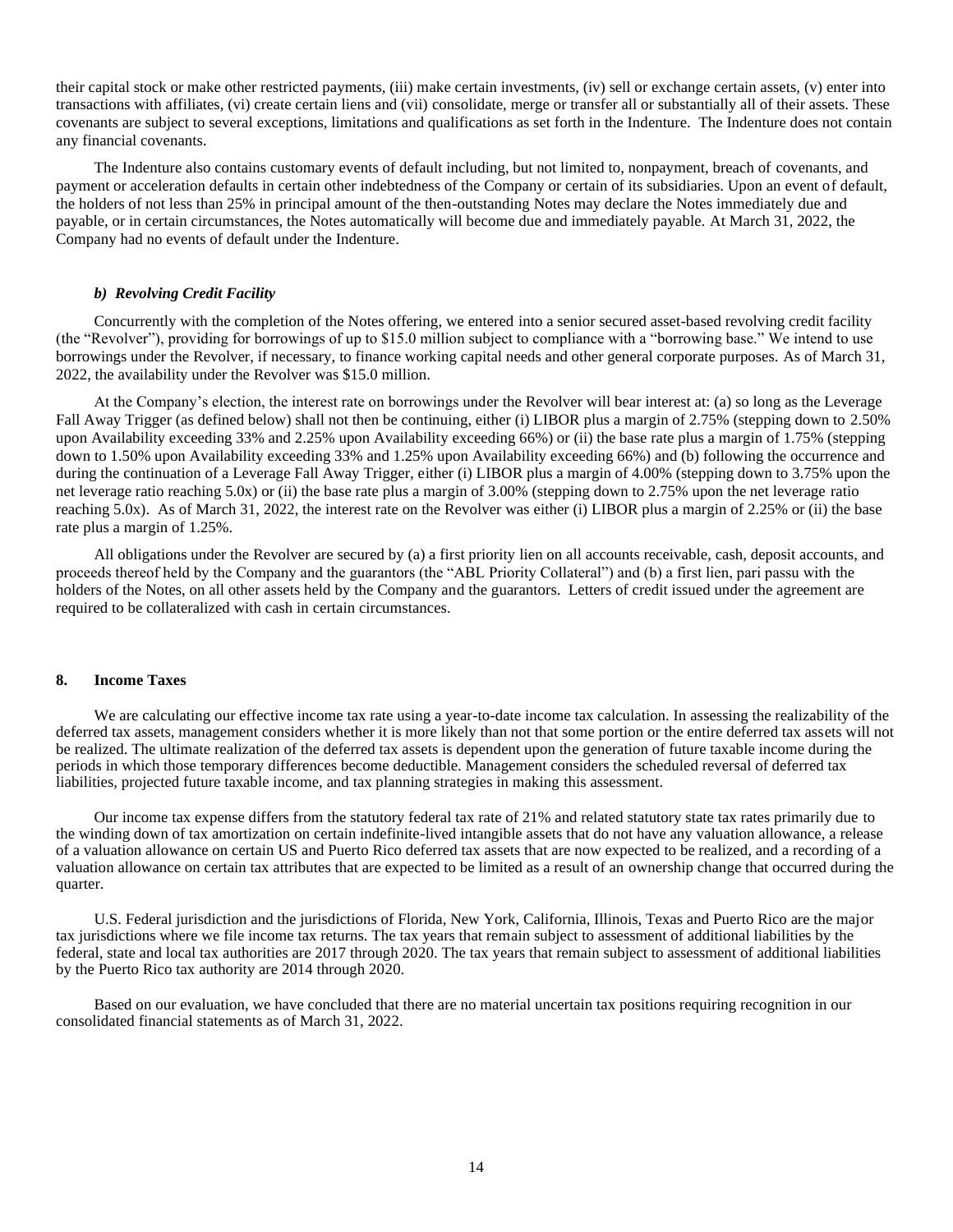their capital stock or make other restricted payments, (iii) make certain investments, (iv) sell or exchange certain assets, (v) enter into transactions with affiliates, (vi) create certain liens and (vii) consolidate, merge or transfer all or substantially all of their assets. These covenants are subject to several exceptions, limitations and qualifications as set forth in the Indenture. The Indenture does not contain any financial covenants.

The Indenture also contains customary events of default including, but not limited to, nonpayment, breach of covenants, and payment or acceleration defaults in certain other indebtedness of the Company or certain of its subsidiaries. Upon an event of default, the holders of not less than 25% in principal amount of the then-outstanding Notes may declare the Notes immediately due and payable, or in certain circumstances, the Notes automatically will become due and immediately payable. At March 31, 2022, the Company had no events of default under the Indenture.

### *b) Revolving Credit Facility*

Concurrently with the completion of the Notes offering, we entered into a senior secured asset-based revolving credit facility (the "Revolver"), providing for borrowings of up to $15.0 million subject to compliance with a "borrowing base." We intend to use borrowings under the Revolver, if necessary, to finance working capital needs and other general corporate purposes. As of March 31, 2022, the availability under the Revolver was $15.0 million.

At the Company's election, the interest rate on borrowings under the Revolver will bear interest at: (a) so long as the Leverage Fall Away Trigger (as defined below) shall not then be continuing, either (i) LIBOR plus a margin of 2.75% (stepping down to 2.50% upon Availability exceeding 33% and 2.25% upon Availability exceeding 66%) or (ii) the base rate plus a margin of 1.75% (stepping down to 1.50% upon Availability exceeding 33% and 1.25% upon Availability exceeding 66%) and (b) following the occurrence and during the continuation of a Leverage Fall Away Trigger, either (i) LIBOR plus a margin of 4.00% (stepping down to 3.75% upon the net leverage ratio reaching 5.0x) or (ii) the base rate plus a margin of 3.00% (stepping down to 2.75% upon the net leverage ratio reaching 5.0x). As of March 31, 2022, the interest rate on the Revolver was either (i) LIBOR plus a margin of 2.25% or (ii) the base rate plus a margin of 1.25%.

All obligations under the Revolver are secured by (a) a first priority lien on all accounts receivable, cash, deposit accounts, and proceeds thereof held by the Company and the guarantors (the "ABL Priority Collateral") and (b) a first lien, pari passu with the holders of the Notes, on all other assets held by the Company and the guarantors. Letters of credit issued under the agreement are required to be collateralized with cash in certain circumstances.

## 8. Income Taxes

We are calculating our effective income tax rate using a year-to-date income tax calculation. In assessing the realizability of the deferred tax assets, management considers whether it is more likely than not that some portion or the entire deferred tax assets will not be realized. The ultimate realization of the deferred tax assets is dependent upon the generation of future taxable income during the periods in which those temporary differences become deductible. Management considers the scheduled reversal of deferred tax liabilities, projected future taxable income, and tax planning strategies in making this assessment.

Our income tax expense differs from the statutory federal tax rate of 21% and related statutory state tax rates primarily due to the winding down of tax amortization on certain indefinite-lived intangible assets that do not have any valuation allowance, a release of a valuation allowance on certain US and Puerto Rico deferred tax assets that are now expected to be realized, and a recording of a valuation allowance on certain tax attributes that are expected to be limited as a result of an ownership change that occurred during the quarter.

U.S. Federal jurisdiction and the jurisdictions of Florida, New York, California, Illinois, Texas and Puerto Rico are the major tax jurisdictions where we file income tax returns. The tax years that remain subject to assessment of additional liabilities by the federal, state and local tax authorities are 2017 through 2020. The tax years that remain subject to assessment of additional liabilities by the Puerto Rico tax authority are 2014 through 2020.

Based on our evaluation, we have concluded that there are no material uncertain tax positions requiring recognition in our consolidated financial statements as of March 31, 2022.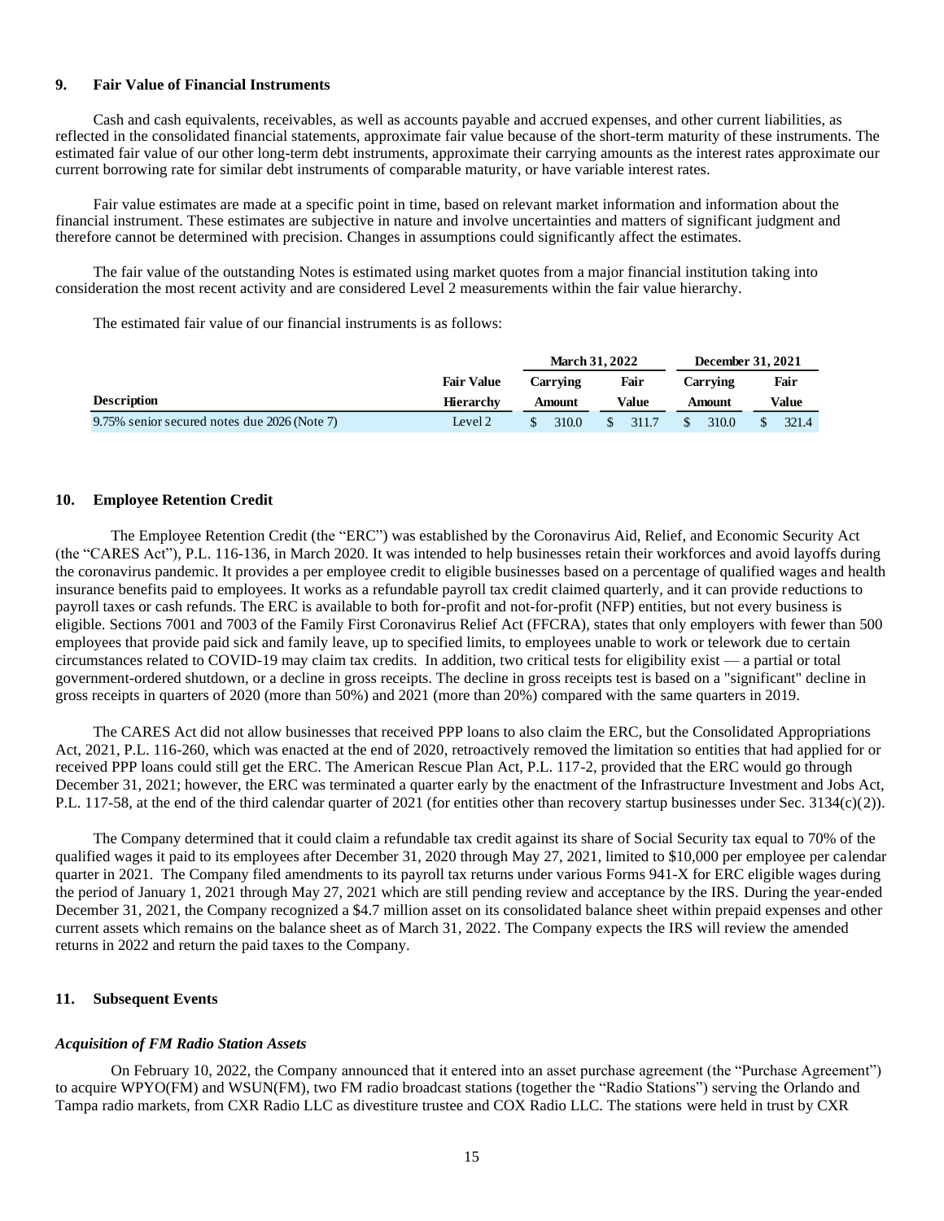## 9. Fair Value of Financial Instruments

Cash and cash equivalents, receivables, as well as accounts payable and accrued expenses, and other current liabilities, as reflected in the consolidated financial statements, approximate fair value because of the short-term maturity of these instruments. The estimated fair value of our other long-term debt instruments, approximate their carrying amounts as the interest rates approximate our current borrowing rate for similar debt instruments of comparable maturity, or have variable interest rates.

Fair value estimates are made at a specific point in time, based on relevant market information and information about the financial instrument. These estimates are subjective in nature and involve uncertainties and matters of significant judgment and therefore cannot be determined with precision. Changes in assumptions could significantly affect the estimates.

The fair value of the outstanding Notes is estimated using market quotes from a major financial institution taking into consideration the most recent activity and are considered Level 2 measurements within the fair value hierarchy.

The estimated fair value of our financial instruments is as follows:

| | | March 31, 2022 | | December 31, 2021 | |
|---|---|---|---|---|---|
| **Description** | **Fair Value Hierarchy** | **Carrying Amount** | **Fair Value** | **Carrying Amount** | **Fair Value** |
| 9.75% senior secured notes due 2026 (Note 7) | Level 2 | $ 310.0 | $ 311.7 | $ 310.0 | $ 321.4 |

## 10. Employee Retention Credit

The Employee Retention Credit (the "ERC") was established by the Coronavirus Aid, Relief, and Economic Security Act (the "CARES Act"), P.L. 116-136, in March 2020. It was intended to help businesses retain their workforces and avoid layoffs during the coronavirus pandemic. It provides a per employee credit to eligible businesses based on a percentage of qualified wages and health insurance benefits paid to employees. It works as a refundable payroll tax credit claimed quarterly, and it can provide reductions to payroll taxes or cash refunds. The ERC is available to both for-profit and not-for-profit (NFP) entities, but not every business is eligible. Sections 7001 and 7003 of the Family First Coronavirus Relief Act (FFCRA), states that only employers with fewer than 500 employees that provide paid sick and family leave, up to specified limits, to employees unable to work or telework due to certain circumstances related to COVID-19 may claim tax credits. In addition, two critical tests for eligibility exist — a partial or total government-ordered shutdown, or a decline in gross receipts. The decline in gross receipts test is based on a "significant" decline in gross receipts in quarters of 2020 (more than 50%) and 2021 (more than 20%) compared with the same quarters in 2019.

The CARES Act did not allow businesses that received PPP loans to also claim the ERC, but the Consolidated Appropriations Act, 2021, P.L. 116-260, which was enacted at the end of 2020, retroactively removed the limitation so entities that had applied for or received PPP loans could still get the ERC. The American Rescue Plan Act, P.L. 117-2, provided that the ERC would go through December 31, 2021; however, the ERC was terminated a quarter early by the enactment of the Infrastructure Investment and Jobs Act, P.L. 117-58, at the end of the third calendar quarter of 2021 (for entities other than recovery startup businesses under Sec. 3134(c)(2)).

The Company determined that it could claim a refundable tax credit against its share of Social Security tax equal to 70% of the qualified wages it paid to its employees after December 31, 2020 through May 27, 2021, limited to $10,000 per employee per calendar quarter in 2021. The Company filed amendments to its payroll tax returns under various Forms 941-X for ERC eligible wages during the period of January 1, 2021 through May 27, 2021 which are still pending review and acceptance by the IRS. During the year-ended December 31, 2021, the Company recognized a $4.7 million asset on its consolidated balance sheet within prepaid expenses and other current assets which remains on the balance sheet as of March 31, 2022. The Company expects the IRS will review the amended returns in 2022 and return the paid taxes to the Company.

## 11. Subsequent Events

### *Acquisition of FM Radio Station Assets*

On February 10, 2022, the Company announced that it entered into an asset purchase agreement (the "Purchase Agreement") to acquire WPYO(FM) and WSUN(FM), two FM radio broadcast stations (together the "Radio Stations") serving the Orlando and Tampa radio markets, from CXR Radio LLC as divestiture trustee and COX Radio LLC. The stations were held in trust by CXR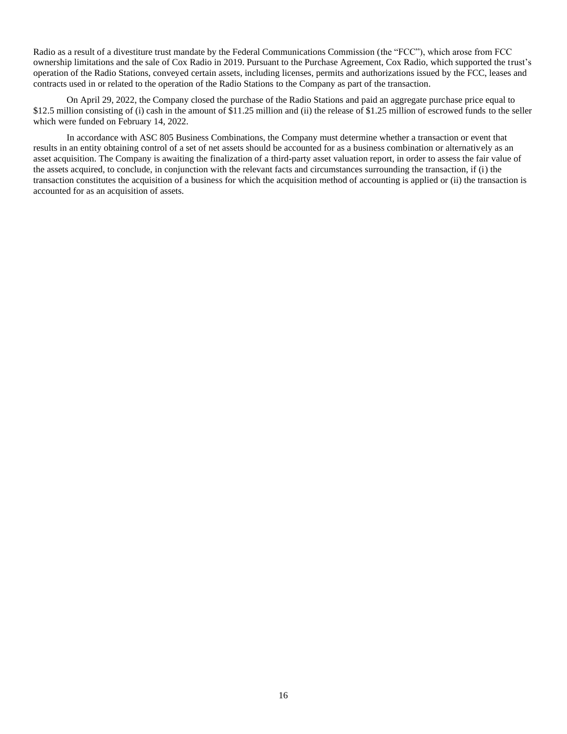Radio as a result of a divestiture trust mandate by the Federal Communications Commission (the "FCC"), which arose from FCC ownership limitations and the sale of Cox Radio in 2019. Pursuant to the Purchase Agreement, Cox Radio, which supported the trust's operation of the Radio Stations, conveyed certain assets, including licenses, permits and authorizations issued by the FCC, leases and contracts used in or related to the operation of the Radio Stations to the Company as part of the transaction.

On April 29, 2022, the Company closed the purchase of the Radio Stations and paid an aggregate purchase price equal to $12.5 million consisting of (i) cash in the amount of $11.25 million and (ii) the release of $1.25 million of escrowed funds to the seller which were funded on February 14, 2022.

In accordance with ASC 805 Business Combinations, the Company must determine whether a transaction or event that results in an entity obtaining control of a set of net assets should be accounted for as a business combination or alternatively as an asset acquisition. The Company is awaiting the finalization of a third-party asset valuation report, in order to assess the fair value of the assets acquired, to conclude, in conjunction with the relevant facts and circumstances surrounding the transaction, if (i) the transaction constitutes the acquisition of a business for which the acquisition method of accounting is applied or (ii) the transaction is accounted for as an acquisition of assets.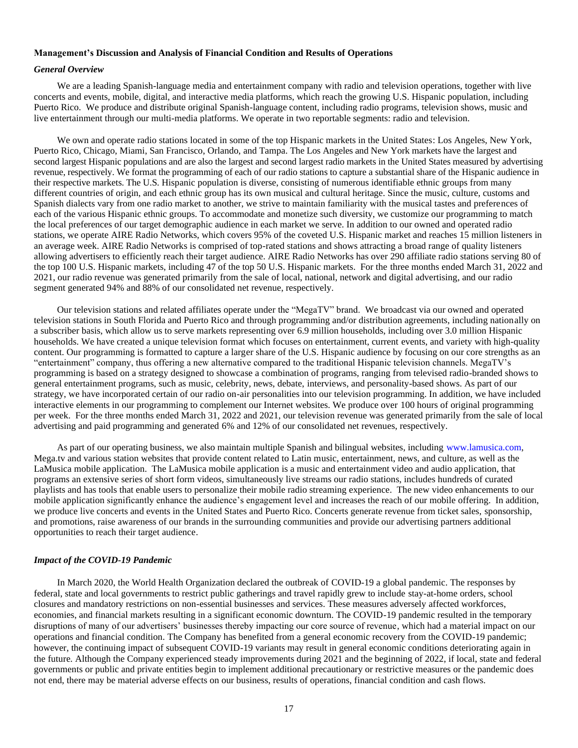### Management's Discussion and Analysis of Financial Condition and Results of Operations

#### *General Overview*

We are a leading Spanish-language media and entertainment company with radio and television operations, together with live concerts and events, mobile, digital, and interactive media platforms, which reach the growing U.S. Hispanic population, including Puerto Rico. We produce and distribute original Spanish-language content, including radio programs, television shows, music and live entertainment through our multi-media platforms. We operate in two reportable segments: radio and television.

We own and operate radio stations located in some of the top Hispanic markets in the United States: Los Angeles, New York, Puerto Rico, Chicago, Miami, San Francisco, Orlando, and Tampa. The Los Angeles and New York markets have the largest and second largest Hispanic populations and are also the largest and second largest radio markets in the United States measured by advertising revenue, respectively. We format the programming of each of our radio stations to capture a substantial share of the Hispanic audience in their respective markets. The U.S. Hispanic population is diverse, consisting of numerous identifiable ethnic groups from many different countries of origin, and each ethnic group has its own musical and cultural heritage. Since the music, culture, customs and Spanish dialects vary from one radio market to another, we strive to maintain familiarity with the musical tastes and preferences of each of the various Hispanic ethnic groups. To accommodate and monetize such diversity, we customize our programming to match the local preferences of our target demographic audience in each market we serve. In addition to our owned and operated radio stations, we operate AIRE Radio Networks, which covers 95% of the coveted U.S. Hispanic market and reaches 15 million listeners in an average week. AIRE Radio Networks is comprised of top-rated stations and shows attracting a broad range of quality listeners allowing advertisers to efficiently reach their target audience. AIRE Radio Networks has over 290 affiliate radio stations serving 80 of the top 100 U.S. Hispanic markets, including 47 of the top 50 U.S. Hispanic markets. For the three months ended March 31, 2022 and 2021, our radio revenue was generated primarily from the sale of local, national, network and digital advertising, and our radio segment generated 94% and 88% of our consolidated net revenue, respectively.

Our television stations and related affiliates operate under the "MegaTV" brand. We broadcast via our owned and operated television stations in South Florida and Puerto Rico and through programming and/or distribution agreements, including nationally on a subscriber basis, which allow us to serve markets representing over 6.9 million households, including over 3.0 million Hispanic households. We have created a unique television format which focuses on entertainment, current events, and variety with high-quality content. Our programming is formatted to capture a larger share of the U.S. Hispanic audience by focusing on our core strengths as an "entertainment" company, thus offering a new alternative compared to the traditional Hispanic television channels. MegaTV's programming is based on a strategy designed to showcase a combination of programs, ranging from televised radio-branded shows to general entertainment programs, such as music, celebrity, news, debate, interviews, and personality-based shows. As part of our strategy, we have incorporated certain of our radio on-air personalities into our television programming. In addition, we have included interactive elements in our programming to complement our Internet websites. We produce over 100 hours of original programming per week. For the three months ended March 31, 2022 and 2021, our television revenue was generated primarily from the sale of local advertising and paid programming and generated 6% and 12% of our consolidated net revenues, respectively.

As part of our operating business, we also maintain multiple Spanish and bilingual websites, including www.lamusica.com, Mega.tv and various station websites that provide content related to Latin music, entertainment, news, and culture, as well as the LaMusica mobile application. The LaMusica mobile application is a music and entertainment video and audio application, that programs an extensive series of short form videos, simultaneously live streams our radio stations, includes hundreds of curated playlists and has tools that enable users to personalize their mobile radio streaming experience. The new video enhancements to our mobile application significantly enhance the audience's engagement level and increases the reach of our mobile offering. In addition, we produce live concerts and events in the United States and Puerto Rico. Concerts generate revenue from ticket sales, sponsorship, and promotions, raise awareness of our brands in the surrounding communities and provide our advertising partners additional opportunities to reach their target audience.

#### *Impact of the COVID-19 Pandemic*

In March 2020, the World Health Organization declared the outbreak of COVID-19 a global pandemic. The responses by federal, state and local governments to restrict public gatherings and travel rapidly grew to include stay-at-home orders, school closures and mandatory restrictions on non-essential businesses and services. These measures adversely affected workforces, economies, and financial markets resulting in a significant economic downturn. The COVID-19 pandemic resulted in the temporary disruptions of many of our advertisers' businesses thereby impacting our core source of revenue, which had a material impact on our operations and financial condition. The Company has benefited from a general economic recovery from the COVID-19 pandemic; however, the continuing impact of subsequent COVID-19 variants may result in general economic conditions deteriorating again in the future. Although the Company experienced steady improvements during 2021 and the beginning of 2022, if local, state and federal governments or public and private entities begin to implement additional precautionary or restrictive measures or the pandemic does not end, there may be material adverse effects on our business, results of operations, financial condition and cash flows.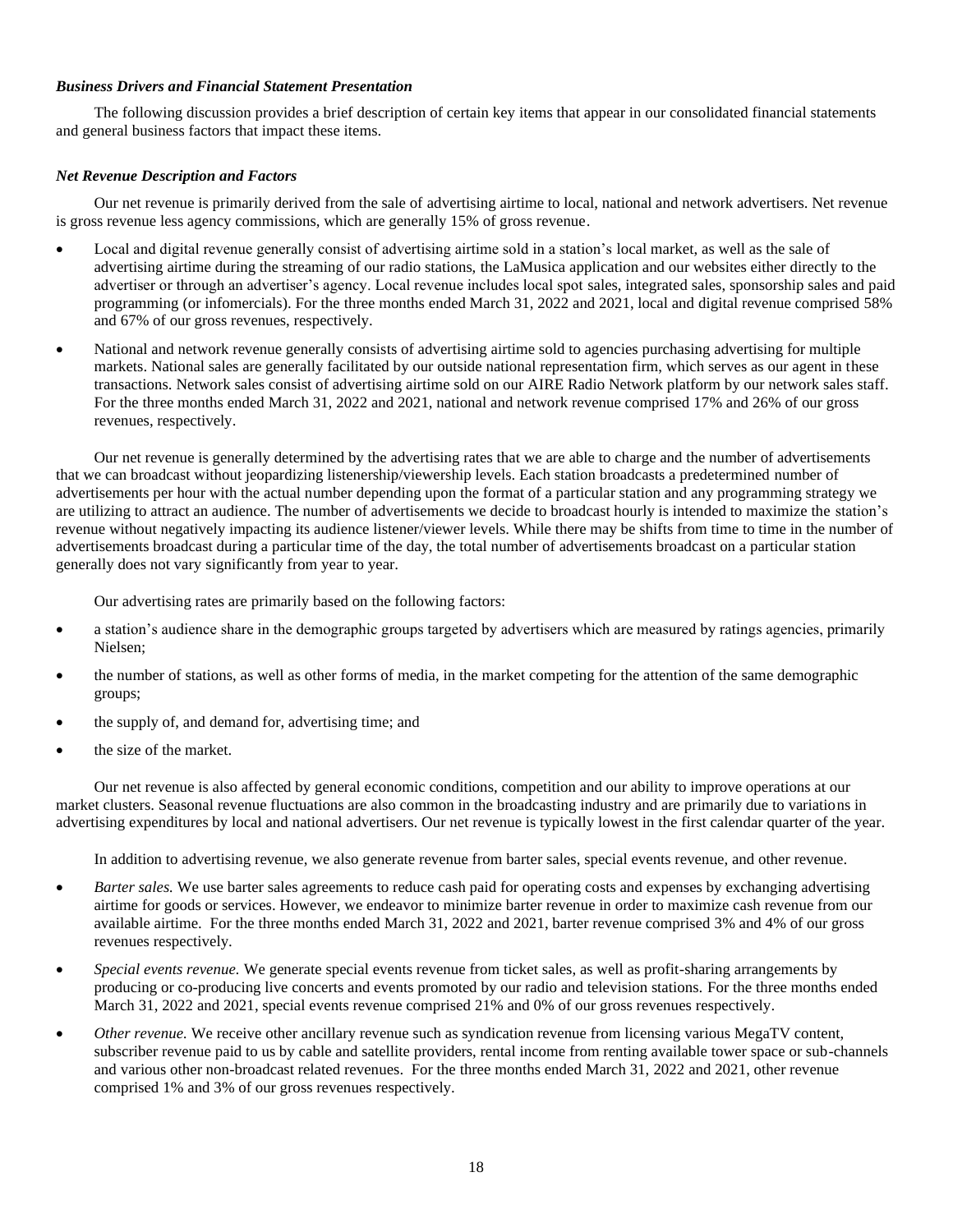### *Business Drivers and Financial Statement Presentation*

The following discussion provides a brief description of certain key items that appear in our consolidated financial statements and general business factors that impact these items.

### *Net Revenue Description and Factors*

Our net revenue is primarily derived from the sale of advertising airtime to local, national and network advertisers. Net revenue is gross revenue less agency commissions, which are generally 15% of gross revenue.

- Local and digital revenue generally consist of advertising airtime sold in a station's local market, as well as the sale of advertising airtime during the streaming of our radio stations, the LaMusica application and our websites either directly to the advertiser or through an advertiser's agency. Local revenue includes local spot sales, integrated sales, sponsorship sales and paid programming (or infomercials). For the three months ended March 31, 2022 and 2021, local and digital revenue comprised 58% and 67% of our gross revenues, respectively.
- National and network revenue generally consists of advertising airtime sold to agencies purchasing advertising for multiple markets. National sales are generally facilitated by our outside national representation firm, which serves as our agent in these transactions. Network sales consist of advertising airtime sold on our AIRE Radio Network platform by our network sales staff. For the three months ended March 31, 2022 and 2021, national and network revenue comprised 17% and 26% of our gross revenues, respectively.

Our net revenue is generally determined by the advertising rates that we are able to charge and the number of advertisements that we can broadcast without jeopardizing listenership/viewership levels. Each station broadcasts a predetermined number of advertisements per hour with the actual number depending upon the format of a particular station and any programming strategy we are utilizing to attract an audience. The number of advertisements we decide to broadcast hourly is intended to maximize the station's revenue without negatively impacting its audience listener/viewer levels. While there may be shifts from time to time in the number of advertisements broadcast during a particular time of the day, the total number of advertisements broadcast on a particular station generally does not vary significantly from year to year.

Our advertising rates are primarily based on the following factors:

- a station's audience share in the demographic groups targeted by advertisers which are measured by ratings agencies, primarily Nielsen;
- the number of stations, as well as other forms of media, in the market competing for the attention of the same demographic groups;
- the supply of, and demand for, advertising time; and
- the size of the market.

Our net revenue is also affected by general economic conditions, competition and our ability to improve operations at our market clusters. Seasonal revenue fluctuations are also common in the broadcasting industry and are primarily due to variations in advertising expenditures by local and national advertisers. Our net revenue is typically lowest in the first calendar quarter of the year.

In addition to advertising revenue, we also generate revenue from barter sales, special events revenue, and other revenue.

- *Barter sales.* We use barter sales agreements to reduce cash paid for operating costs and expenses by exchanging advertising airtime for goods or services. However, we endeavor to minimize barter revenue in order to maximize cash revenue from our available airtime. For the three months ended March 31, 2022 and 2021, barter revenue comprised 3% and 4% of our gross revenues respectively.
- *Special events revenue.* We generate special events revenue from ticket sales, as well as profit-sharing arrangements by producing or co-producing live concerts and events promoted by our radio and television stations. For the three months ended March 31, 2022 and 2021, special events revenue comprised 21% and 0% of our gross revenues respectively.
- *Other revenue.* We receive other ancillary revenue such as syndication revenue from licensing various MegaTV content, subscriber revenue paid to us by cable and satellite providers, rental income from renting available tower space or sub-channels and various other non-broadcast related revenues. For the three months ended March 31, 2022 and 2021, other revenue comprised 1% and 3% of our gross revenues respectively.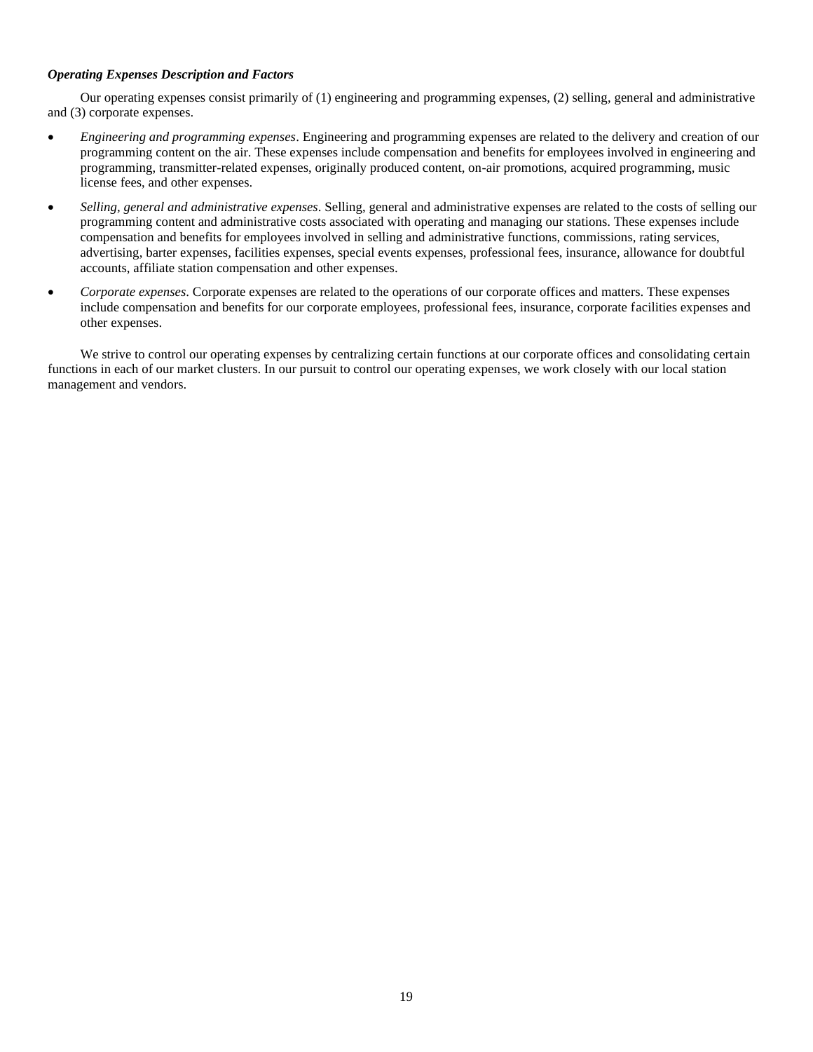***Operating Expenses Description and Factors***

Our operating expenses consist primarily of (1) engineering and programming expenses, (2) selling, general and administrative and (3) corporate expenses.

- *Engineering and programming expenses*. Engineering and programming expenses are related to the delivery and creation of our programming content on the air. These expenses include compensation and benefits for employees involved in engineering and programming, transmitter-related expenses, originally produced content, on-air promotions, acquired programming, music license fees, and other expenses.
- *Selling, general and administrative expenses*. Selling, general and administrative expenses are related to the costs of selling our programming content and administrative costs associated with operating and managing our stations. These expenses include compensation and benefits for employees involved in selling and administrative functions, commissions, rating services, advertising, barter expenses, facilities expenses, special events expenses, professional fees, insurance, allowance for doubtful accounts, affiliate station compensation and other expenses.
- *Corporate expenses*. Corporate expenses are related to the operations of our corporate offices and matters. These expenses include compensation and benefits for our corporate employees, professional fees, insurance, corporate facilities expenses and other expenses.

We strive to control our operating expenses by centralizing certain functions at our corporate offices and consolidating certain functions in each of our market clusters. In our pursuit to control our operating expenses, we work closely with our local station management and vendors.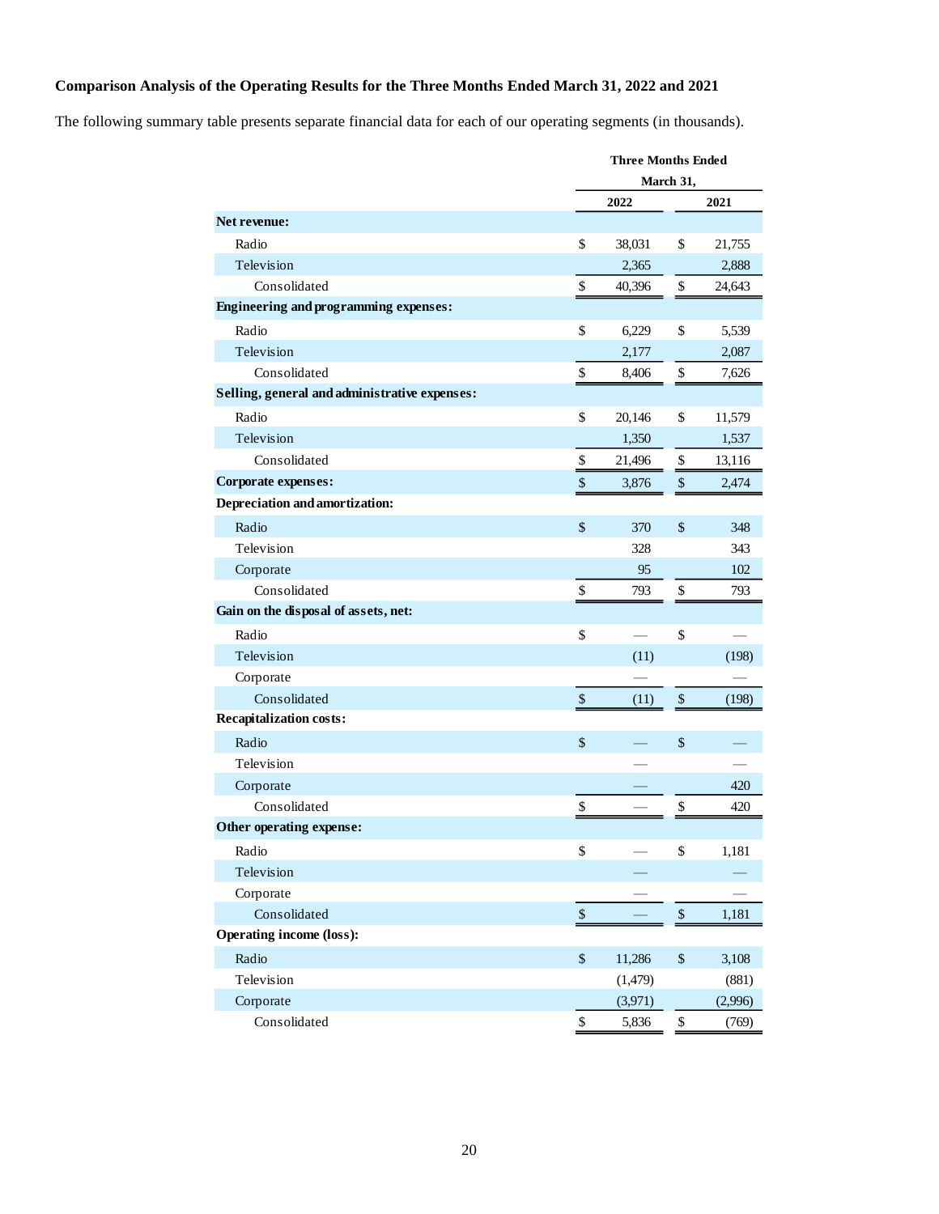### Comparison Analysis of the Operating Results for the Three Months Ended March 31, 2022 and 2021

The following summary table presents separate financial data for each of our operating segments (in thousands).

| | Three Months Ended March 31, | |
|---|---|---|
| | 2022 | 2021 |
| **Net revenue:** | | |
| Radio | $ 38,031 | $ 21,755 |
| Television | 2,365 | 2,888 |
| Consolidated | $ 40,396 | $ 24,643 |
| **Engineering and programming expenses:** | | |
| Radio | $ 6,229 | $ 5,539 |
| Television | 2,177 | 2,087 |
| Consolidated | $ 8,406 | $ 7,626 |
| **Selling, general and administrative expenses:** | | |
| Radio | $ 20,146 | $ 11,579 |
| Television | 1,350 | 1,537 |
| Consolidated | $ 21,496 | $ 13,116 |
| **Corporate expenses:** | $ 3,876 | $ 2,474 |
| **Depreciation and amortization:** | | |
| Radio | $ 370 | $ 348 |
| Television | 328 | 343 |
| Corporate | 95 | 102 |
| Consolidated | $ 793 | $ 793 |
| **Gain on the disposal of assets, net:** | | |
| Radio | $ — | $ — |
| Television | (11) | (198) |
| Corporate | — | — |
| Consolidated | $ (11) | $ (198) |
| **Recapitalization costs:** | | |
| Radio | $ — | $ — |
| Television | — | — |
| Corporate | — | 420 |
| Consolidated | $ — | $ 420 |
| **Other operating expense:** | | |
| Radio | $ — | $ 1,181 |
| Television | — | — |
| Corporate | — | — |
| Consolidated | $ — | $ 1,181 |
| **Operating income (loss):** | | |
| Radio | $ 11,286 | $ 3,108 |
| Television | (1,479) | (881) |
| Corporate | (3,971) | (2,996) |
| Consolidated | $ 5,836 | $ (769) |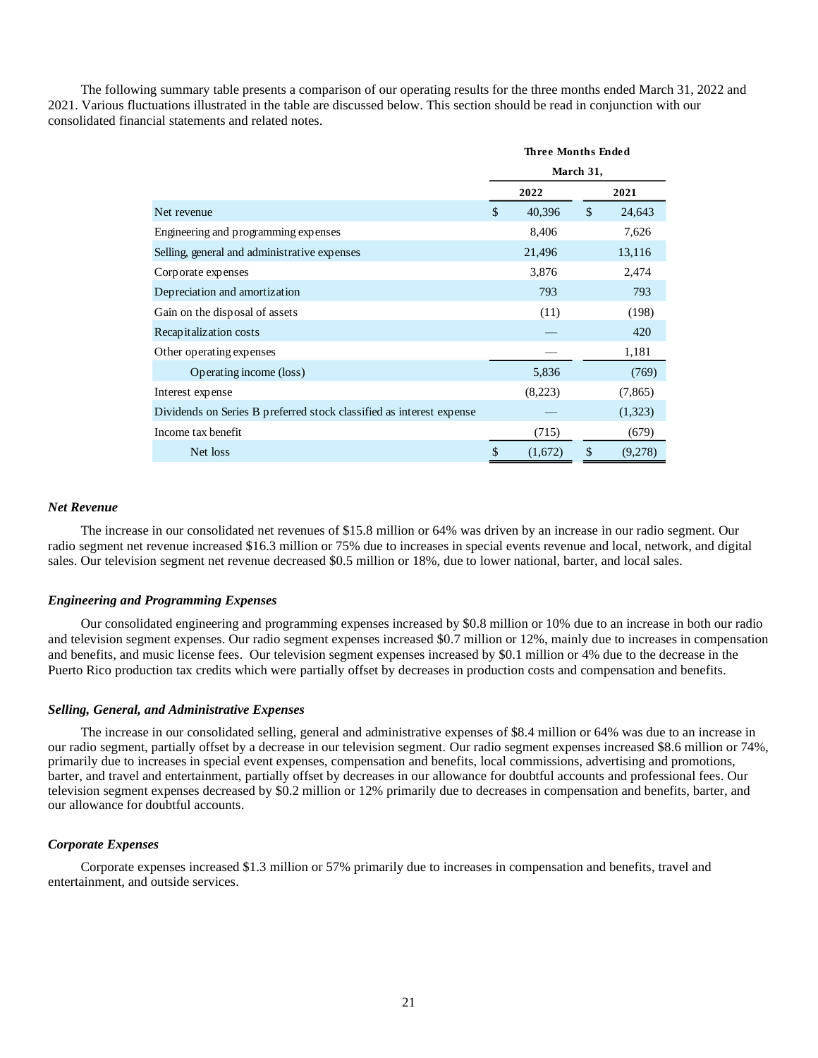The following summary table presents a comparison of our operating results for the three months ended March 31, 2022 and 2021. Various fluctuations illustrated in the table are discussed below. This section should be read in conjunction with our consolidated financial statements and related notes.

| | Three Months Ended March 31, | |
|---|---|---|
| | 2022 | 2021 |
| Net revenue | $ 40,396 | $ 24,643 |
| Engineering and programming expenses | 8,406 | 7,626 |
| Selling, general and administrative expenses | 21,496 | 13,116 |
| Corporate expenses | 3,876 | 2,474 |
| Depreciation and amortization | 793 | 793 |
| Gain on the disposal of assets | (11) | (198) |
| Recapitalization costs | — | 420 |
| Other operating expenses | — | 1,181 |
| Operating income (loss) | 5,836 | (769) |
| Interest expense | (8,223) | (7,865) |
| Dividends on Series B preferred stock classified as interest expense | — | (1,323) |
| Income tax benefit | (715) | (679) |
| Net loss | $ (1,672) | $ (9,278) |

***Net Revenue***

The increase in our consolidated net revenues of $15.8 million or 64% was driven by an increase in our radio segment. Our radio segment net revenue increased $16.3 million or 75% due to increases in special events revenue and local, network, and digital sales. Our television segment net revenue decreased $0.5 million or 18%, due to lower national, barter, and local sales.

***Engineering and Programming Expenses***

Our consolidated engineering and programming expenses increased by $0.8 million or 10% due to an increase in both our radio and television segment expenses. Our radio segment expenses increased $0.7 million or 12%, mainly due to increases in compensation and benefits, and music license fees. Our television segment expenses increased by $0.1 million or 4% due to the decrease in the Puerto Rico production tax credits which were partially offset by decreases in production costs and compensation and benefits.

***Selling, General, and Administrative Expenses***

The increase in our consolidated selling, general and administrative expenses of $8.4 million or 64% was due to an increase in our radio segment, partially offset by a decrease in our television segment. Our radio segment expenses increased $8.6 million or 74%, primarily due to increases in special event expenses, compensation and benefits, local commissions, advertising and promotions, barter, and travel and entertainment, partially offset by decreases in our allowance for doubtful accounts and professional fees. Our television segment expenses decreased by $0.2 million or 12% primarily due to decreases in compensation and benefits, barter, and our allowance for doubtful accounts.

***Corporate Expenses***

Corporate expenses increased $1.3 million or 57% primarily due to increases in compensation and benefits, travel and entertainment, and outside services.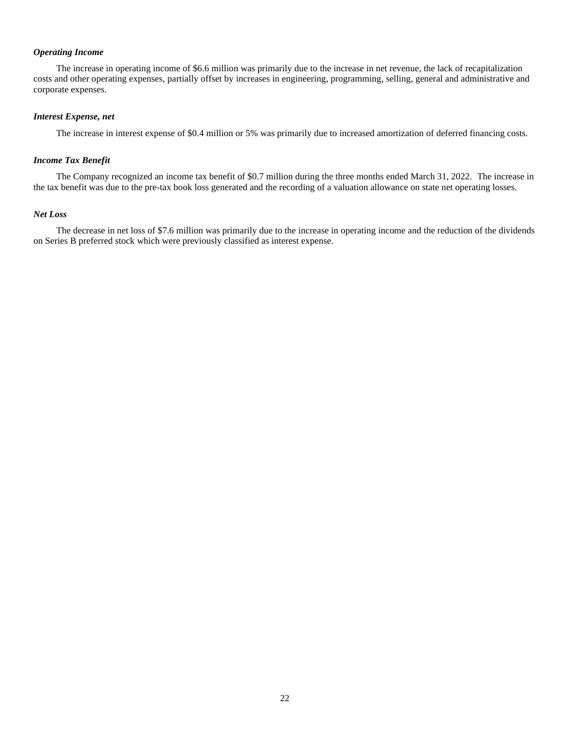***Operating Income***

The increase in operating income of $6.6 million was primarily due to the increase in net revenue, the lack of recapitalization costs and other operating expenses, partially offset by increases in engineering, programming, selling, general and administrative and corporate expenses.

***Interest Expense, net***

The increase in interest expense of $0.4 million or 5% was primarily due to increased amortization of deferred financing costs.

***Income Tax Benefit***

The Company recognized an income tax benefit of $0.7 million during the three months ended March 31, 2022. The increase in the tax benefit was due to the pre-tax book loss generated and the recording of a valuation allowance on state net operating losses.

***Net Loss***

The decrease in net loss of $7.6 million was primarily due to the increase in operating income and the reduction of the dividends on Series B preferred stock which were previously classified as interest expense.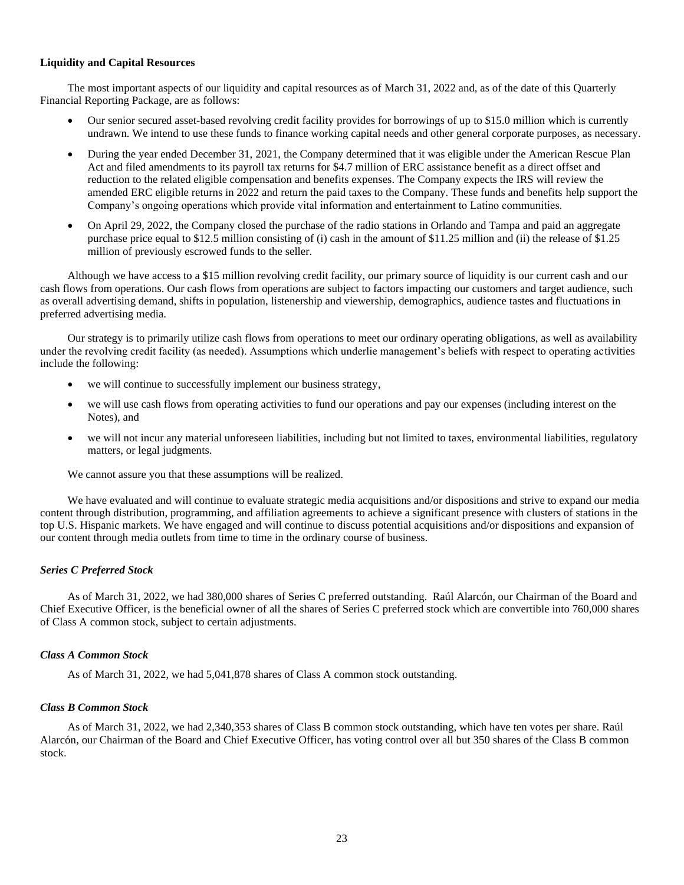**Liquidity and Capital Resources**

The most important aspects of our liquidity and capital resources as of March 31, 2022 and, as of the date of this Quarterly Financial Reporting Package, are as follows:

- Our senior secured asset-based revolving credit facility provides for borrowings of up to $15.0 million which is currently undrawn. We intend to use these funds to finance working capital needs and other general corporate purposes, as necessary.
- During the year ended December 31, 2021, the Company determined that it was eligible under the American Rescue Plan Act and filed amendments to its payroll tax returns for $4.7 million of ERC assistance benefit as a direct offset and reduction to the related eligible compensation and benefits expenses. The Company expects the IRS will review the amended ERC eligible returns in 2022 and return the paid taxes to the Company. These funds and benefits help support the Company's ongoing operations which provide vital information and entertainment to Latino communities.
- On April 29, 2022, the Company closed the purchase of the radio stations in Orlando and Tampa and paid an aggregate purchase price equal to $12.5 million consisting of (i) cash in the amount of $11.25 million and (ii) the release of $1.25 million of previously escrowed funds to the seller.

Although we have access to a $15 million revolving credit facility, our primary source of liquidity is our current cash and our cash flows from operations. Our cash flows from operations are subject to factors impacting our customers and target audience, such as overall advertising demand, shifts in population, listenership and viewership, demographics, audience tastes and fluctuations in preferred advertising media.

Our strategy is to primarily utilize cash flows from operations to meet our ordinary operating obligations, as well as availability under the revolving credit facility (as needed). Assumptions which underlie management's beliefs with respect to operating activities include the following:

- we will continue to successfully implement our business strategy,
- we will use cash flows from operating activities to fund our operations and pay our expenses (including interest on the Notes), and
- we will not incur any material unforeseen liabilities, including but not limited to taxes, environmental liabilities, regulatory matters, or legal judgments.

We cannot assure you that these assumptions will be realized.

We have evaluated and will continue to evaluate strategic media acquisitions and/or dispositions and strive to expand our media content through distribution, programming, and affiliation agreements to achieve a significant presence with clusters of stations in the top U.S. Hispanic markets. We have engaged and will continue to discuss potential acquisitions and/or dispositions and expansion of our content through media outlets from time to time in the ordinary course of business.

***Series C Preferred Stock***

As of March 31, 2022, we had 380,000 shares of Series C preferred outstanding. Raúl Alarcón, our Chairman of the Board and Chief Executive Officer, is the beneficial owner of all the shares of Series C preferred stock which are convertible into 760,000 shares of Class A common stock, subject to certain adjustments.

***Class A Common Stock***

As of March 31, 2022, we had 5,041,878 shares of Class A common stock outstanding.

***Class B Common Stock***

As of March 31, 2022, we had 2,340,353 shares of Class B common stock outstanding, which have ten votes per share. Raúl Alarcón, our Chairman of the Board and Chief Executive Officer, has voting control over all but 350 shares of the Class B common stock.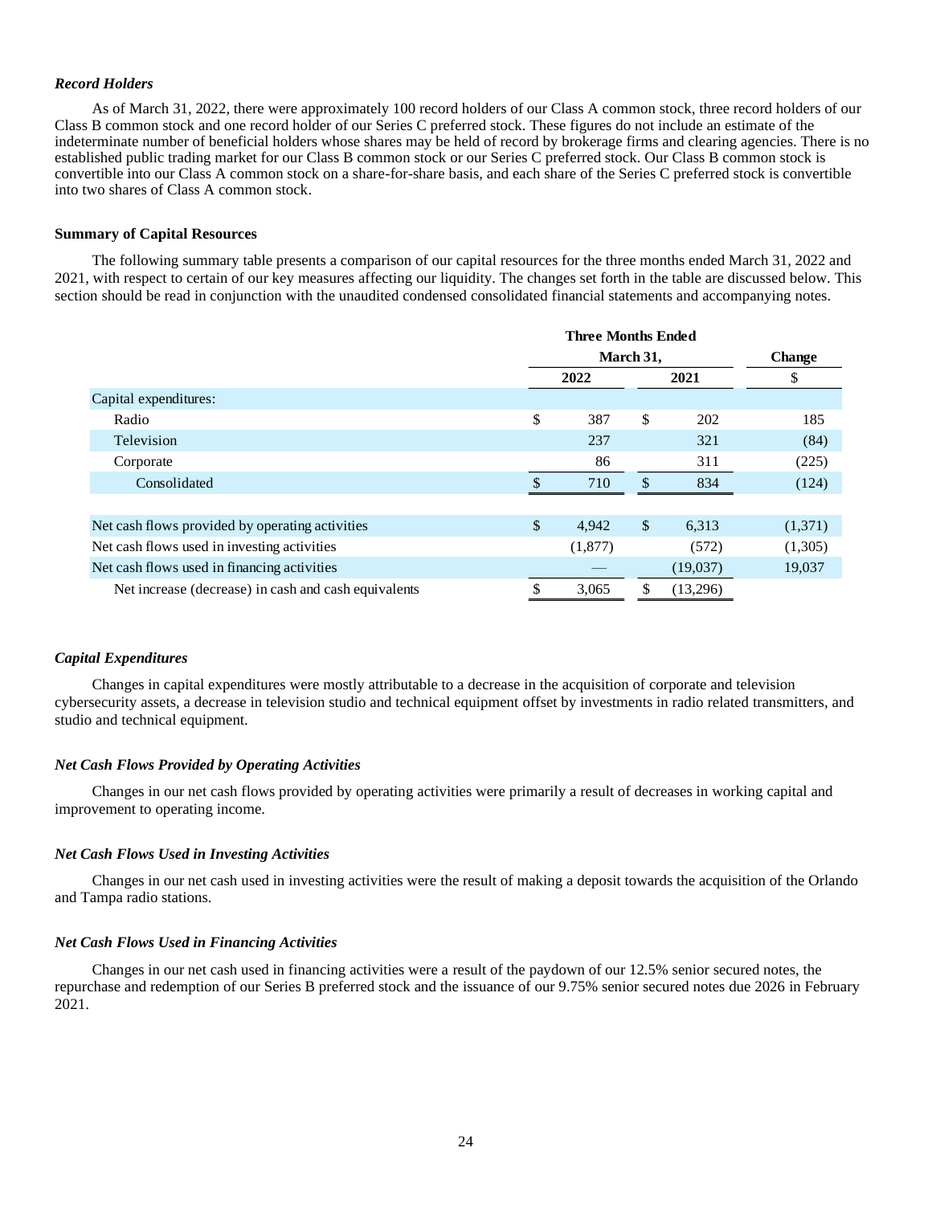### *Record Holders*

As of March 31, 2022, there were approximately 100 record holders of our Class A common stock, three record holders of our Class B common stock and one record holder of our Series C preferred stock. These figures do not include an estimate of the indeterminate number of beneficial holders whose shares may be held of record by brokerage firms and clearing agencies. There is no established public trading market for our Class B common stock or our Series C preferred stock. Our Class B common stock is convertible into our Class A common stock on a share-for-share basis, and each share of the Series C preferred stock is convertible into two shares of Class A common stock.

### **Summary of Capital Resources**

The following summary table presents a comparison of our capital resources for the three months ended March 31, 2022 and 2021, with respect to certain of our key measures affecting our liquidity. The changes set forth in the table are discussed below. This section should be read in conjunction with the unaudited condensed consolidated financial statements and accompanying notes.

| | Three Months Ended March 31, | | Change |
|---|---|---|---|
| | 2022 | 2021 | $ |
| Capital expenditures: | | | |
| Radio | $ 387 | $ 202 | 185 |
| Television | 237 | 321 | (84) |
| Corporate | 86 | 311 | (225) |
| Consolidated | $ 710 | $ 834 | (124) |
| | | | |
| Net cash flows provided by operating activities | $ 4,942 | $ 6,313 | (1,371) |
| Net cash flows used in investing activities | (1,877) | (572) | (1,305) |
| Net cash flows used in financing activities | — | (19,037) | 19,037 |
| Net increase (decrease) in cash and cash equivalents | $ 3,065 | $ (13,296) | |

### *Capital Expenditures*

Changes in capital expenditures were mostly attributable to a decrease in the acquisition of corporate and television cybersecurity assets, a decrease in television studio and technical equipment offset by investments in radio related transmitters, and studio and technical equipment.

### *Net Cash Flows Provided by Operating Activities*

Changes in our net cash flows provided by operating activities were primarily a result of decreases in working capital and improvement to operating income.

### *Net Cash Flows Used in Investing Activities*

Changes in our net cash used in investing activities were the result of making a deposit towards the acquisition of the Orlando and Tampa radio stations.

### *Net Cash Flows Used in Financing Activities*

Changes in our net cash used in financing activities were a result of the paydown of our 12.5% senior secured notes, the repurchase and redemption of our Series B preferred stock and the issuance of our 9.75% senior secured notes due 2026 in February 2021.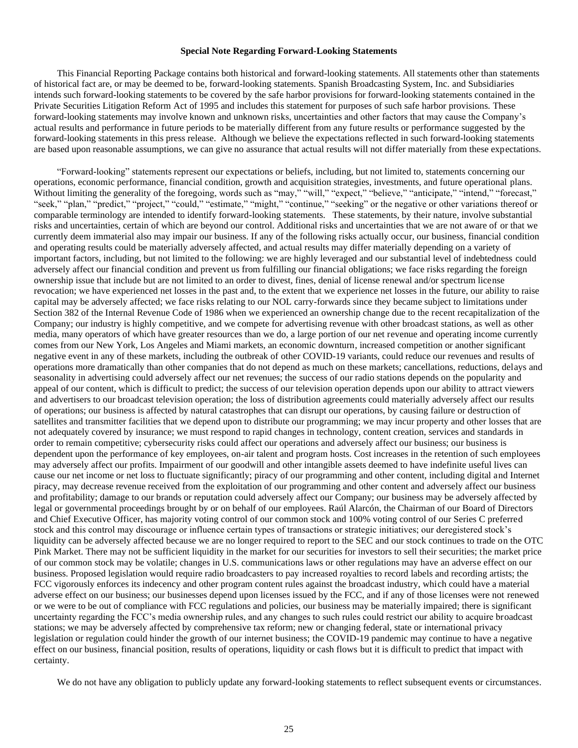## Special Note Regarding Forward-Looking Statements

This Financial Reporting Package contains both historical and forward-looking statements. All statements other than statements of historical fact are, or may be deemed to be, forward-looking statements. Spanish Broadcasting System, Inc. and Subsidiaries intends such forward-looking statements to be covered by the safe harbor provisions for forward-looking statements contained in the Private Securities Litigation Reform Act of 1995 and includes this statement for purposes of such safe harbor provisions. These forward-looking statements may involve known and unknown risks, uncertainties and other factors that may cause the Company's actual results and performance in future periods to be materially different from any future results or performance suggested by the forward-looking statements in this press release. Although we believe the expectations reflected in such forward-looking statements are based upon reasonable assumptions, we can give no assurance that actual results will not differ materially from these expectations.

"Forward-looking" statements represent our expectations or beliefs, including, but not limited to, statements concerning our operations, economic performance, financial condition, growth and acquisition strategies, investments, and future operational plans. Without limiting the generality of the foregoing, words such as "may," "will," "expect," "believe," "anticipate," "intend," "forecast," "seek," "plan," "predict," "project," "could," "estimate," "might," "continue," "seeking" or the negative or other variations thereof or comparable terminology are intended to identify forward-looking statements. These statements, by their nature, involve substantial risks and uncertainties, certain of which are beyond our control. Additional risks and uncertainties that we are not aware of or that we currently deem immaterial also may impair our business. If any of the following risks actually occur, our business, financial condition and operating results could be materially adversely affected, and actual results may differ materially depending on a variety of important factors, including, but not limited to the following: we are highly leveraged and our substantial level of indebtedness could adversely affect our financial condition and prevent us from fulfilling our financial obligations; we face risks regarding the foreign ownership issue that include but are not limited to an order to divest, fines, denial of license renewal and/or spectrum license revocation; we have experienced net losses in the past and, to the extent that we experience net losses in the future, our ability to raise capital may be adversely affected; we face risks relating to our NOL carry-forwards since they became subject to limitations under Section 382 of the Internal Revenue Code of 1986 when we experienced an ownership change due to the recent recapitalization of the Company; our industry is highly competitive, and we compete for advertising revenue with other broadcast stations, as well as other media, many operators of which have greater resources than we do, a large portion of our net revenue and operating income currently comes from our New York, Los Angeles and Miami markets, an economic downturn, increased competition or another significant negative event in any of these markets, including the outbreak of other COVID-19 variants, could reduce our revenues and results of operations more dramatically than other companies that do not depend as much on these markets; cancellations, reductions, delays and seasonality in advertising could adversely affect our net revenues; the success of our radio stations depends on the popularity and appeal of our content, which is difficult to predict; the success of our television operation depends upon our ability to attract viewers and advertisers to our broadcast television operation; the loss of distribution agreements could materially adversely affect our results of operations; our business is affected by natural catastrophes that can disrupt our operations, by causing failure or destruction of satellites and transmitter facilities that we depend upon to distribute our programming; we may incur property and other losses that are not adequately covered by insurance; we must respond to rapid changes in technology, content creation, services and standards in order to remain competitive; cybersecurity risks could affect our operations and adversely affect our business; our business is dependent upon the performance of key employees, on-air talent and program hosts. Cost increases in the retention of such employees may adversely affect our profits. Impairment of our goodwill and other intangible assets deemed to have indefinite useful lives can cause our net income or net loss to fluctuate significantly; piracy of our programming and other content, including digital and Internet piracy, may decrease revenue received from the exploitation of our programming and other content and adversely affect our business and profitability; damage to our brands or reputation could adversely affect our Company; our business may be adversely affected by legal or governmental proceedings brought by or on behalf of our employees. Raúl Alarcón, the Chairman of our Board of Directors and Chief Executive Officer, has majority voting control of our common stock and 100% voting control of our Series C preferred stock and this control may discourage or influence certain types of transactions or strategic initiatives; our deregistered stock's liquidity can be adversely affected because we are no longer required to report to the SEC and our stock continues to trade on the OTC Pink Market. There may not be sufficient liquidity in the market for our securities for investors to sell their securities; the market price of our common stock may be volatile; changes in U.S. communications laws or other regulations may have an adverse effect on our business. Proposed legislation would require radio broadcasters to pay increased royalties to record labels and recording artists; the FCC vigorously enforces its indecency and other program content rules against the broadcast industry, which could have a material adverse effect on our business; our businesses depend upon licenses issued by the FCC, and if any of those licenses were not renewed or we were to be out of compliance with FCC regulations and policies, our business may be materially impaired; there is significant uncertainty regarding the FCC's media ownership rules, and any changes to such rules could restrict our ability to acquire broadcast stations; we may be adversely affected by comprehensive tax reform; new or changing federal, state or international privacy legislation or regulation could hinder the growth of our internet business; the COVID-19 pandemic may continue to have a negative effect on our business, financial position, results of operations, liquidity or cash flows but it is difficult to predict that impact with certainty.

We do not have any obligation to publicly update any forward-looking statements to reflect subsequent events or circumstances.